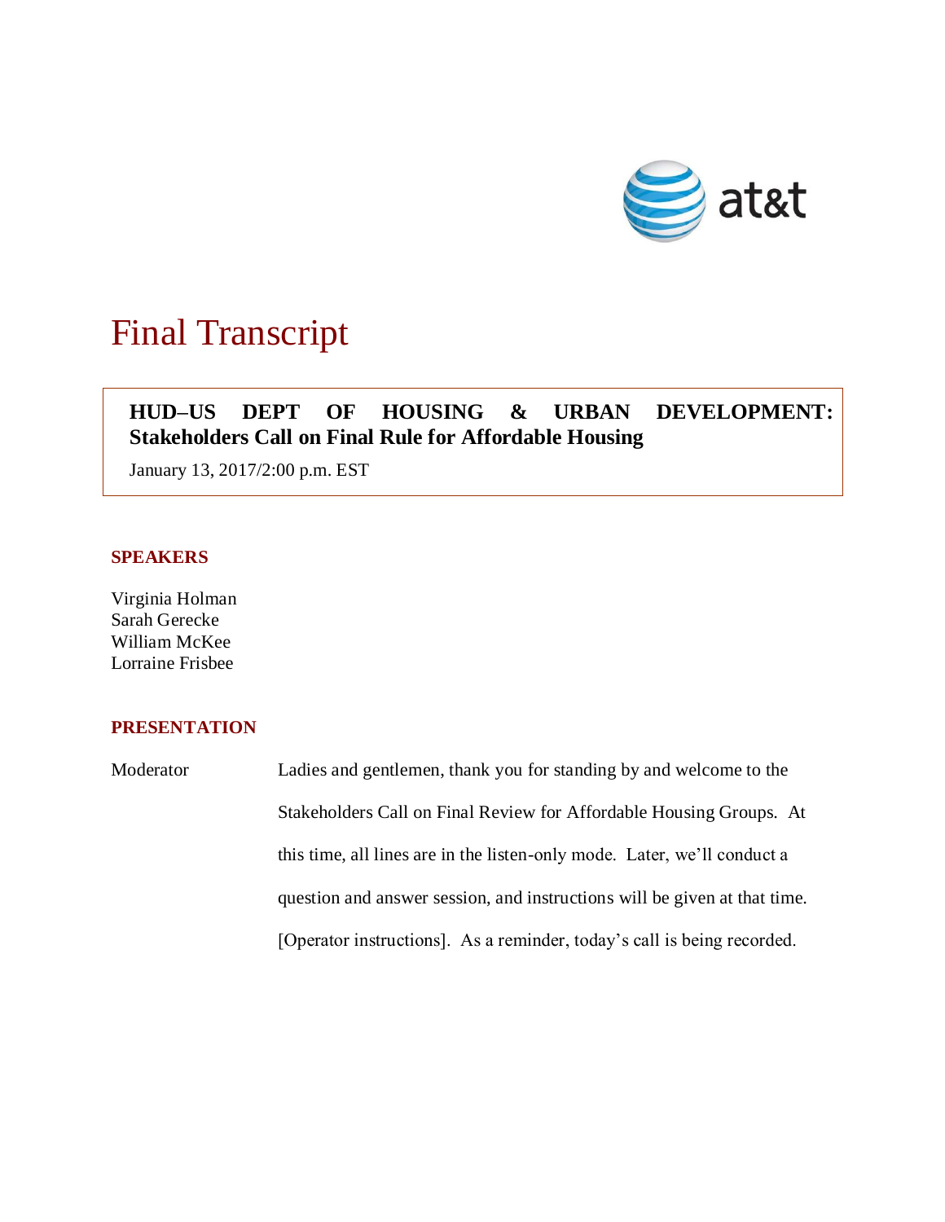at&t

# Final Transcript

**HUD–US DEPT OF HOUSING & URBAN DEVELOPMENT: Stakeholders Call on Final Rule for Affordable Housing**

January 13, 2017/2:00 p.m. EST

## SPEAKERS

Virginia Holman
Sarah Gerecke
William McKee
Lorraine Frisbee

## PRESENTATION

Moderator: Ladies and gentlemen, thank you for standing by and welcome to the Stakeholders Call on Final Review for Affordable Housing Groups. At this time, all lines are in the listen-only mode. Later, we'll conduct a question and answer session, and instructions will be given at that time. [Operator instructions]. As a reminder, today's call is being recorded.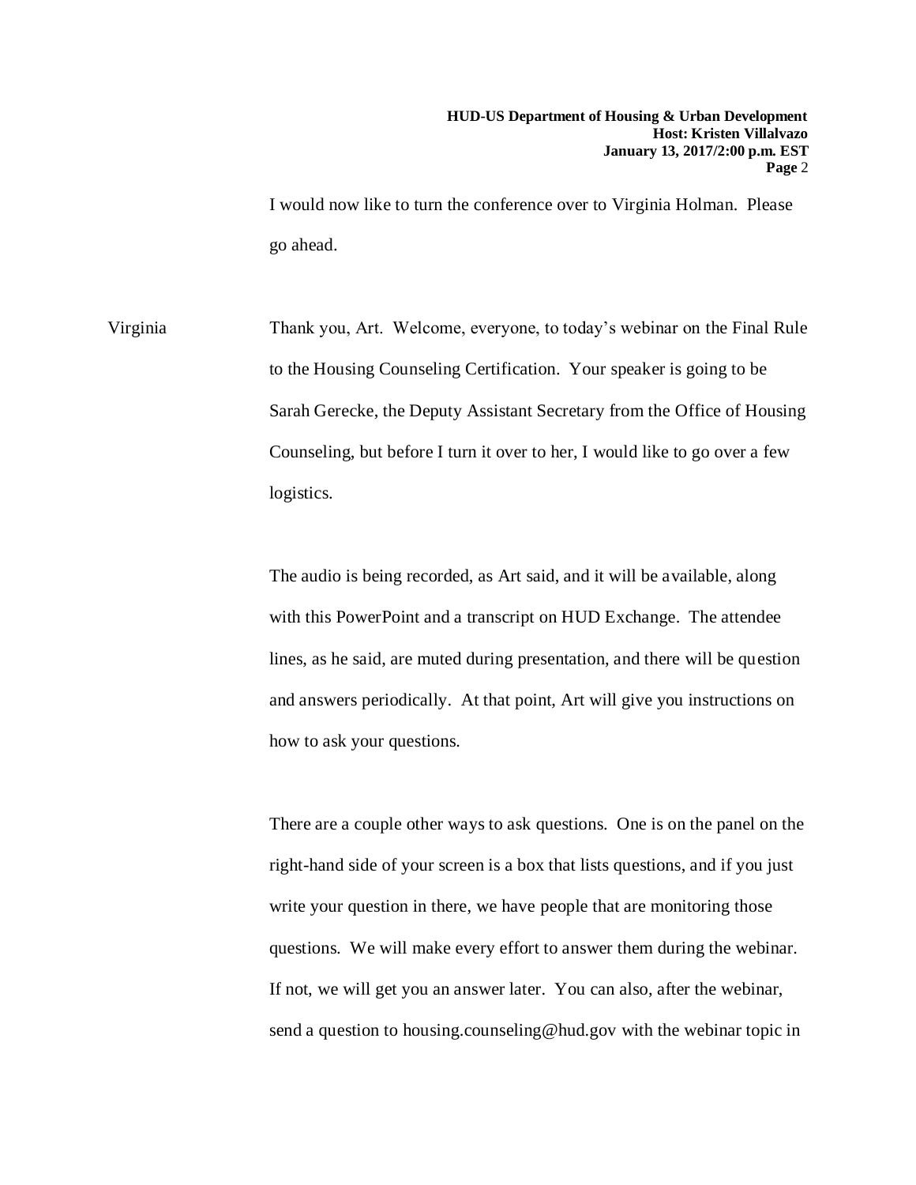I would now like to turn the conference over to Virginia Holman. Please go ahead.

Virginia Thank you, Art. Welcome, everyone, to today's webinar on the Final Rule to the Housing Counseling Certification. Your speaker is going to be Sarah Gerecke, the Deputy Assistant Secretary from the Office of Housing Counseling, but before I turn it over to her, I would like to go over a few logistics.

The audio is being recorded, as Art said, and it will be available, along with this PowerPoint and a transcript on HUD Exchange. The attendee lines, as he said, are muted during presentation, and there will be question and answers periodically. At that point, Art will give you instructions on how to ask your questions.

There are a couple other ways to ask questions. One is on the panel on the right-hand side of your screen is a box that lists questions, and if you just write your question in there, we have people that are monitoring those questions. We will make every effort to answer them during the webinar. If not, we will get you an answer later. You can also, after the webinar, send a question to housing.counseling@hud.gov with the webinar topic in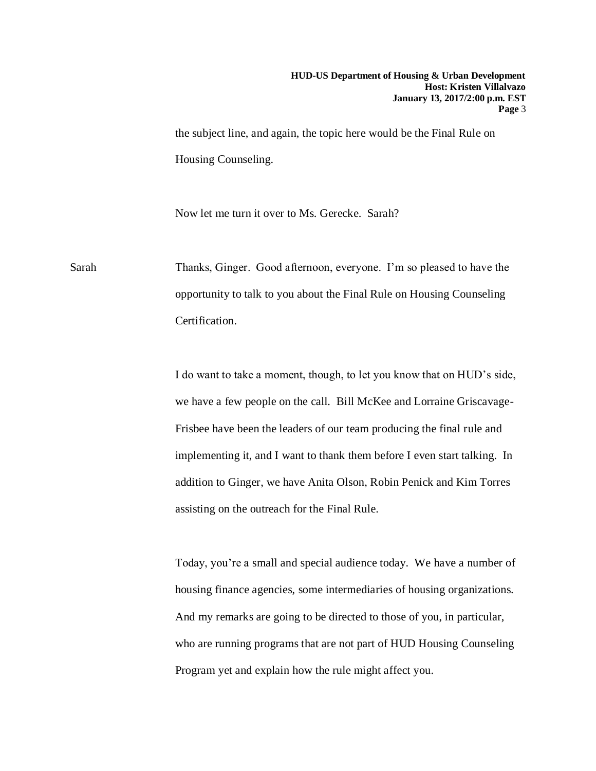the subject line, and again, the topic here would be the Final Rule on Housing Counseling.

Now let me turn it over to Ms. Gerecke. Sarah?

Sarah: Thanks, Ginger. Good afternoon, everyone. I'm so pleased to have the opportunity to talk to you about the Final Rule on Housing Counseling Certification.

I do want to take a moment, though, to let you know that on HUD's side, we have a few people on the call. Bill McKee and Lorraine Griscavage-Frisbee have been the leaders of our team producing the final rule and implementing it, and I want to thank them before I even start talking. In addition to Ginger, we have Anita Olson, Robin Penick and Kim Torres assisting on the outreach for the Final Rule.

Today, you're a small and special audience today. We have a number of housing finance agencies, some intermediaries of housing organizations. And my remarks are going to be directed to those of you, in particular, who are running programs that are not part of HUD Housing Counseling Program yet and explain how the rule might affect you.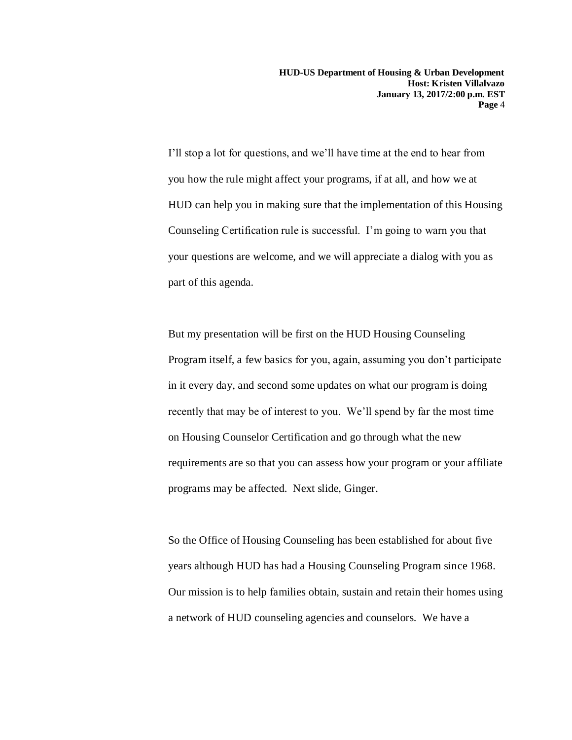I'll stop a lot for questions, and we'll have time at the end to hear from you how the rule might affect your programs, if at all, and how we at HUD can help you in making sure that the implementation of this Housing Counseling Certification rule is successful. I'm going to warn you that your questions are welcome, and we will appreciate a dialog with you as part of this agenda.

But my presentation will be first on the HUD Housing Counseling Program itself, a few basics for you, again, assuming you don't participate in it every day, and second some updates on what our program is doing recently that may be of interest to you. We'll spend by far the most time on Housing Counselor Certification and go through what the new requirements are so that you can assess how your program or your affiliate programs may be affected. Next slide, Ginger.

So the Office of Housing Counseling has been established for about five years although HUD has had a Housing Counseling Program since 1968. Our mission is to help families obtain, sustain and retain their homes using a network of HUD counseling agencies and counselors. We have a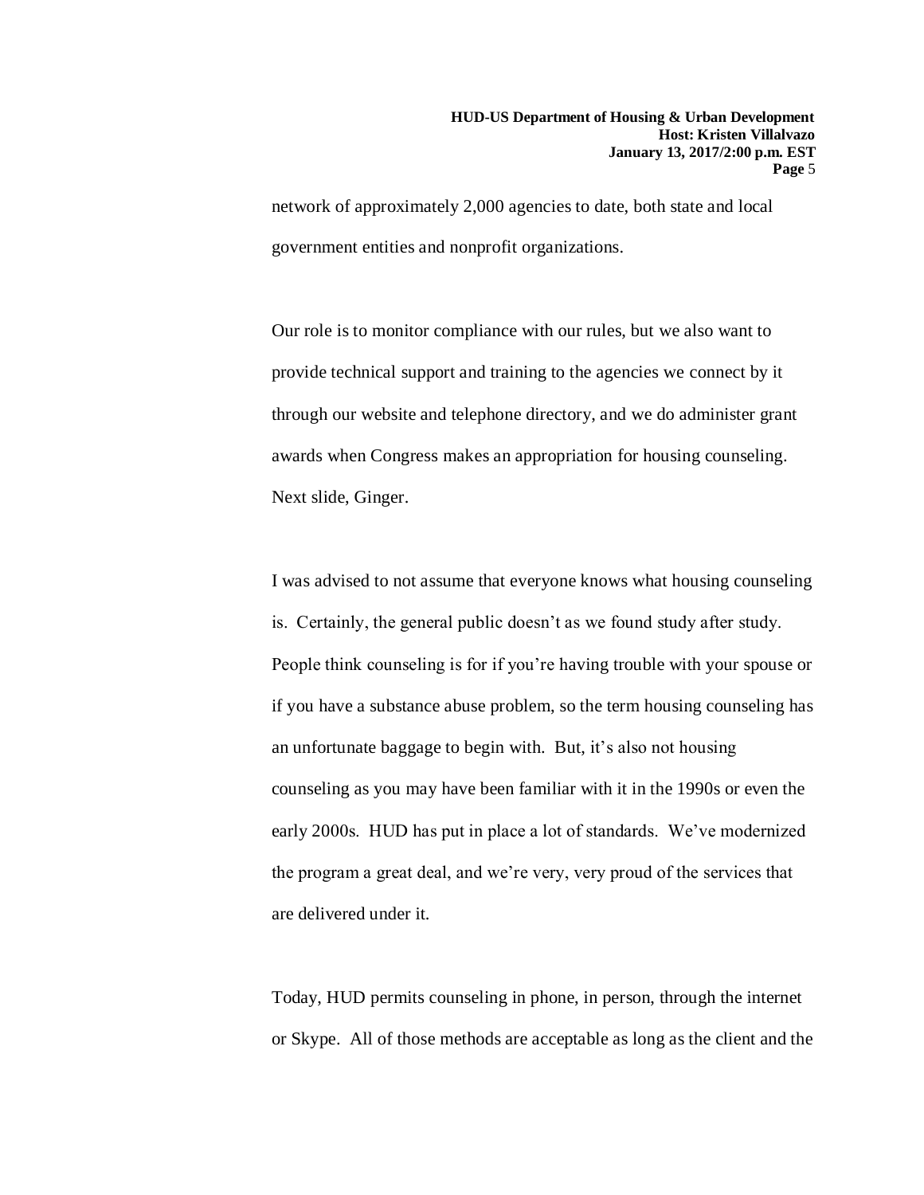network of approximately 2,000 agencies to date, both state and local government entities and nonprofit organizations.

Our role is to monitor compliance with our rules, but we also want to provide technical support and training to the agencies we connect by it through our website and telephone directory, and we do administer grant awards when Congress makes an appropriation for housing counseling. Next slide, Ginger.

I was advised to not assume that everyone knows what housing counseling is. Certainly, the general public doesn't as we found study after study. People think counseling is for if you're having trouble with your spouse or if you have a substance abuse problem, so the term housing counseling has an unfortunate baggage to begin with. But, it's also not housing counseling as you may have been familiar with it in the 1990s or even the early 2000s. HUD has put in place a lot of standards. We've modernized the program a great deal, and we're very, very proud of the services that are delivered under it.

Today, HUD permits counseling in phone, in person, through the internet or Skype. All of those methods are acceptable as long as the client and the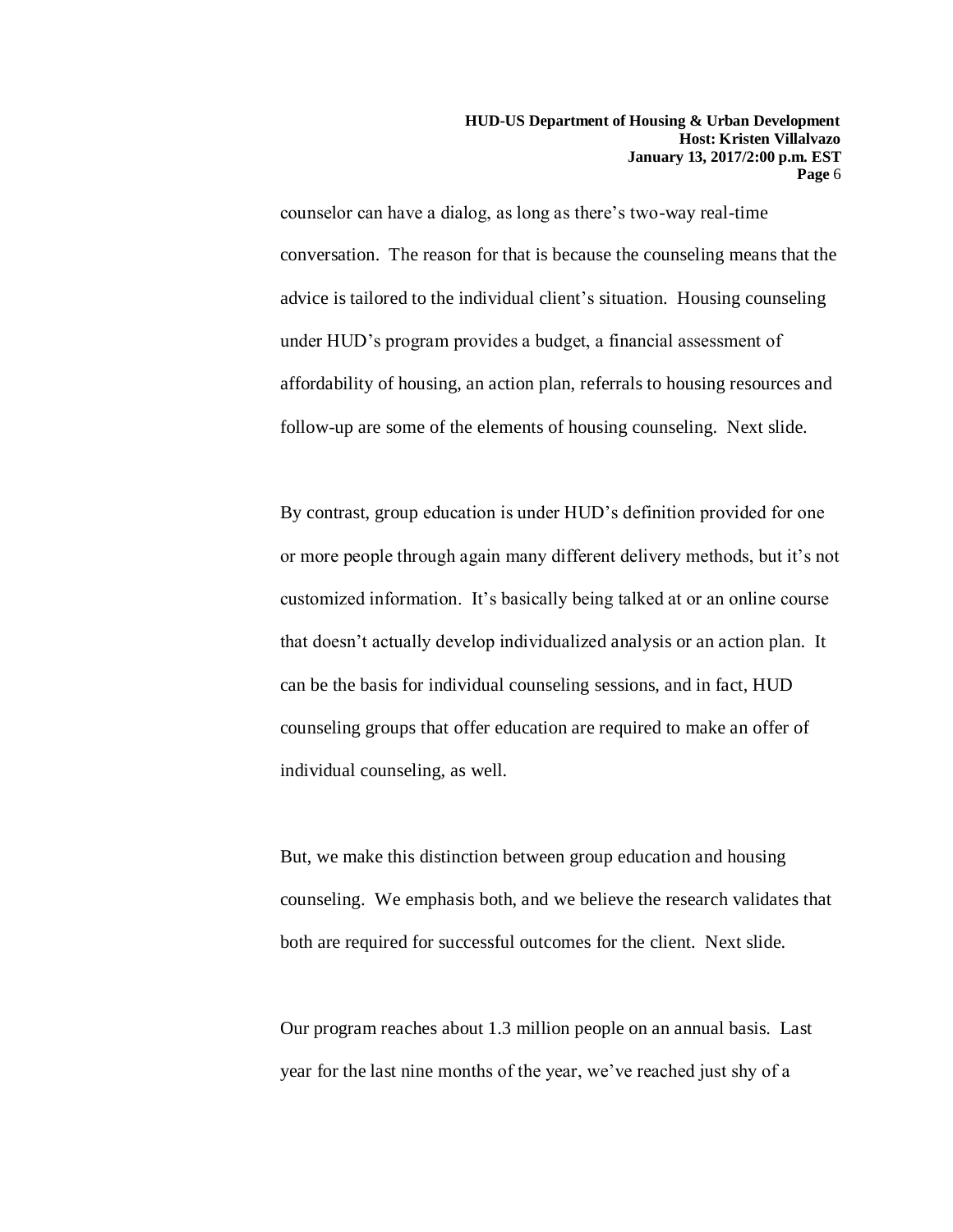counselor can have a dialog, as long as there's two-way real-time conversation. The reason for that is because the counseling means that the advice is tailored to the individual client's situation. Housing counseling under HUD's program provides a budget, a financial assessment of affordability of housing, an action plan, referrals to housing resources and follow-up are some of the elements of housing counseling. Next slide.

By contrast, group education is under HUD's definition provided for one or more people through again many different delivery methods, but it's not customized information. It's basically being talked at or an online course that doesn't actually develop individualized analysis or an action plan. It can be the basis for individual counseling sessions, and in fact, HUD counseling groups that offer education are required to make an offer of individual counseling, as well.

But, we make this distinction between group education and housing counseling. We emphasis both, and we believe the research validates that both are required for successful outcomes for the client. Next slide.

Our program reaches about 1.3 million people on an annual basis. Last year for the last nine months of the year, we've reached just shy of a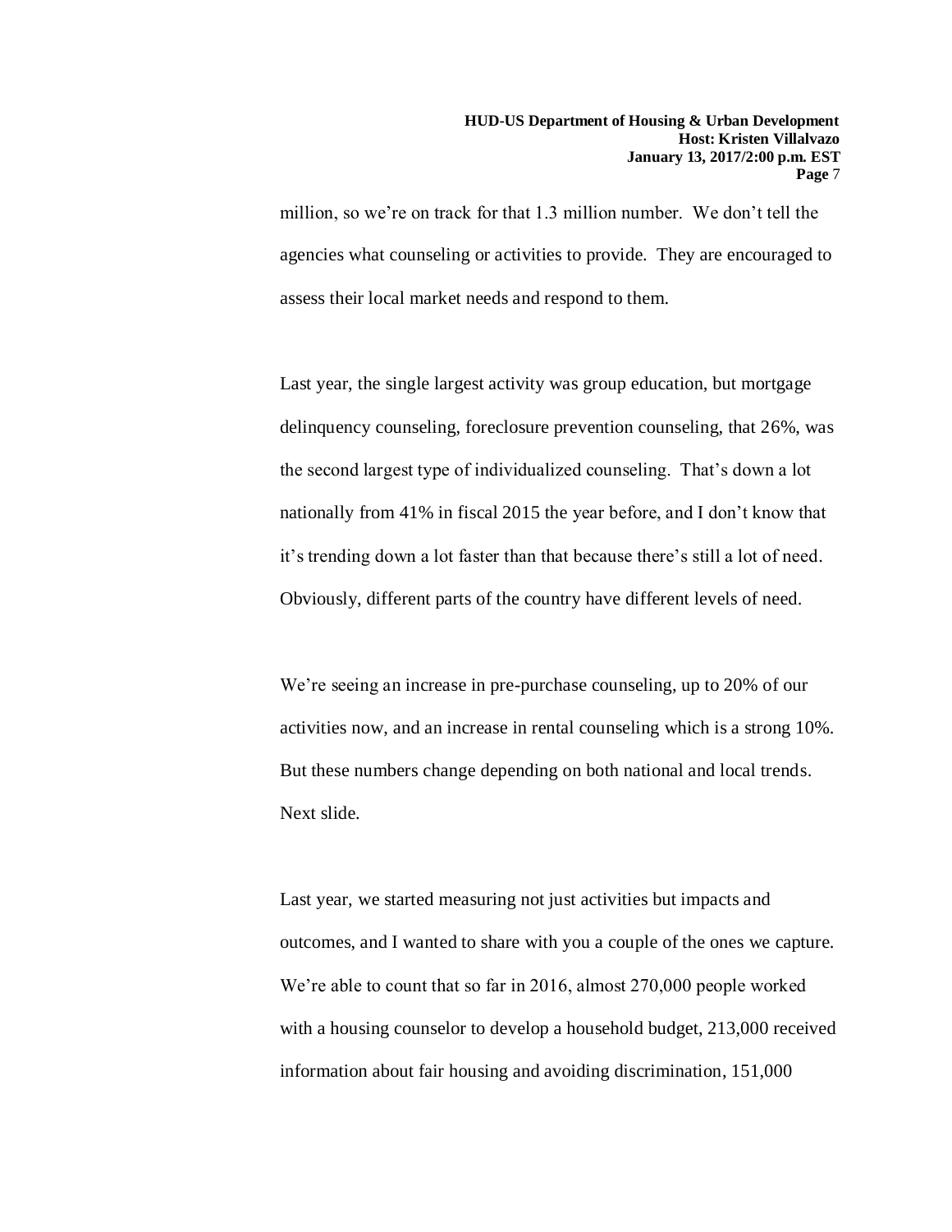million, so we're on track for that 1.3 million number. We don't tell the agencies what counseling or activities to provide. They are encouraged to assess their local market needs and respond to them.

Last year, the single largest activity was group education, but mortgage delinquency counseling, foreclosure prevention counseling, that 26%, was the second largest type of individualized counseling. That's down a lot nationally from 41% in fiscal 2015 the year before, and I don't know that it's trending down a lot faster than that because there's still a lot of need. Obviously, different parts of the country have different levels of need.

We're seeing an increase in pre-purchase counseling, up to 20% of our activities now, and an increase in rental counseling which is a strong 10%. But these numbers change depending on both national and local trends. Next slide.

Last year, we started measuring not just activities but impacts and outcomes, and I wanted to share with you a couple of the ones we capture. We're able to count that so far in 2016, almost 270,000 people worked with a housing counselor to develop a household budget, 213,000 received information about fair housing and avoiding discrimination, 151,000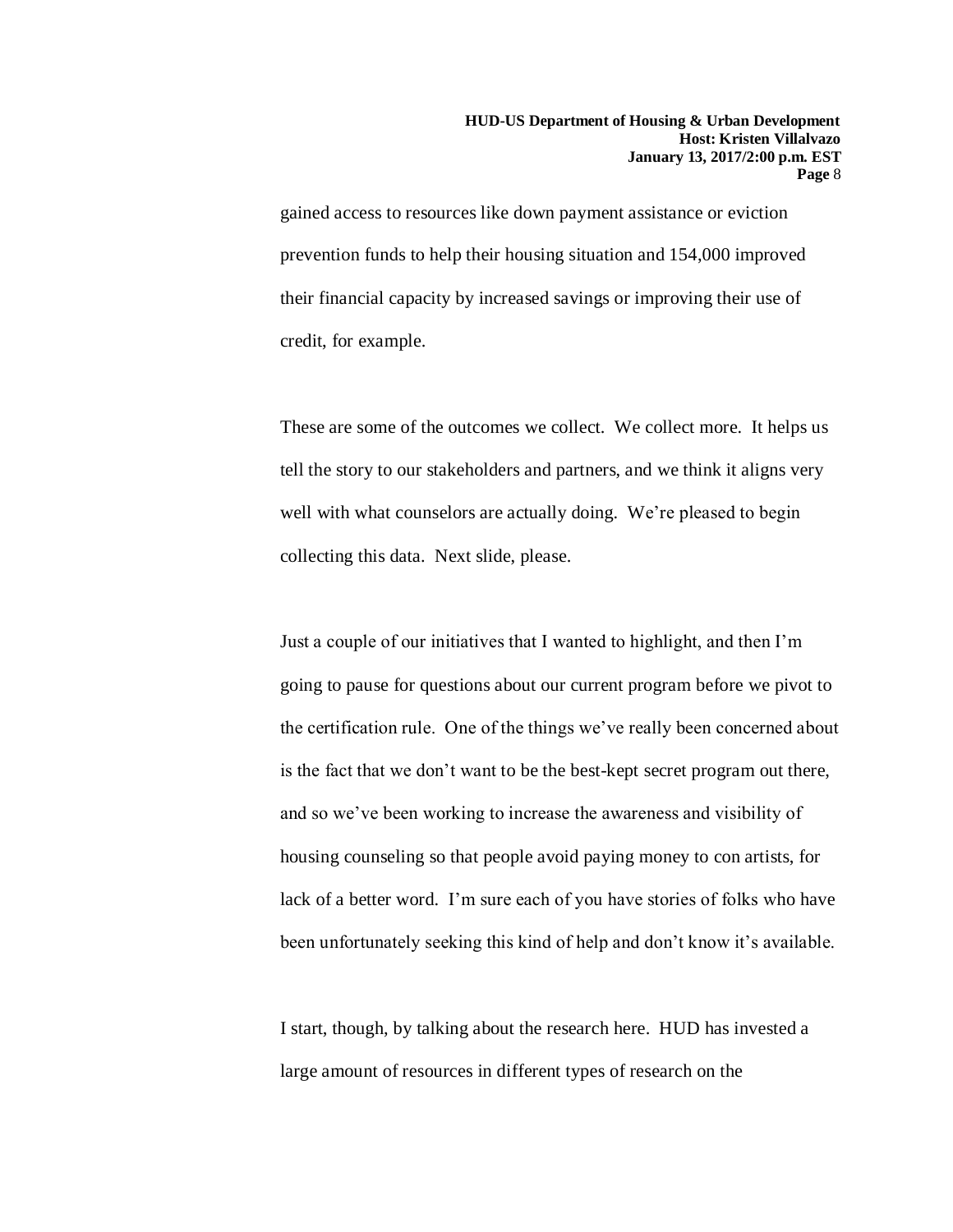gained access to resources like down payment assistance or eviction prevention funds to help their housing situation and 154,000 improved their financial capacity by increased savings or improving their use of credit, for example.

These are some of the outcomes we collect. We collect more. It helps us tell the story to our stakeholders and partners, and we think it aligns very well with what counselors are actually doing. We're pleased to begin collecting this data. Next slide, please.

Just a couple of our initiatives that I wanted to highlight, and then I'm going to pause for questions about our current program before we pivot to the certification rule. One of the things we've really been concerned about is the fact that we don't want to be the best-kept secret program out there, and so we've been working to increase the awareness and visibility of housing counseling so that people avoid paying money to con artists, for lack of a better word. I'm sure each of you have stories of folks who have been unfortunately seeking this kind of help and don't know it's available.

I start, though, by talking about the research here. HUD has invested a large amount of resources in different types of research on the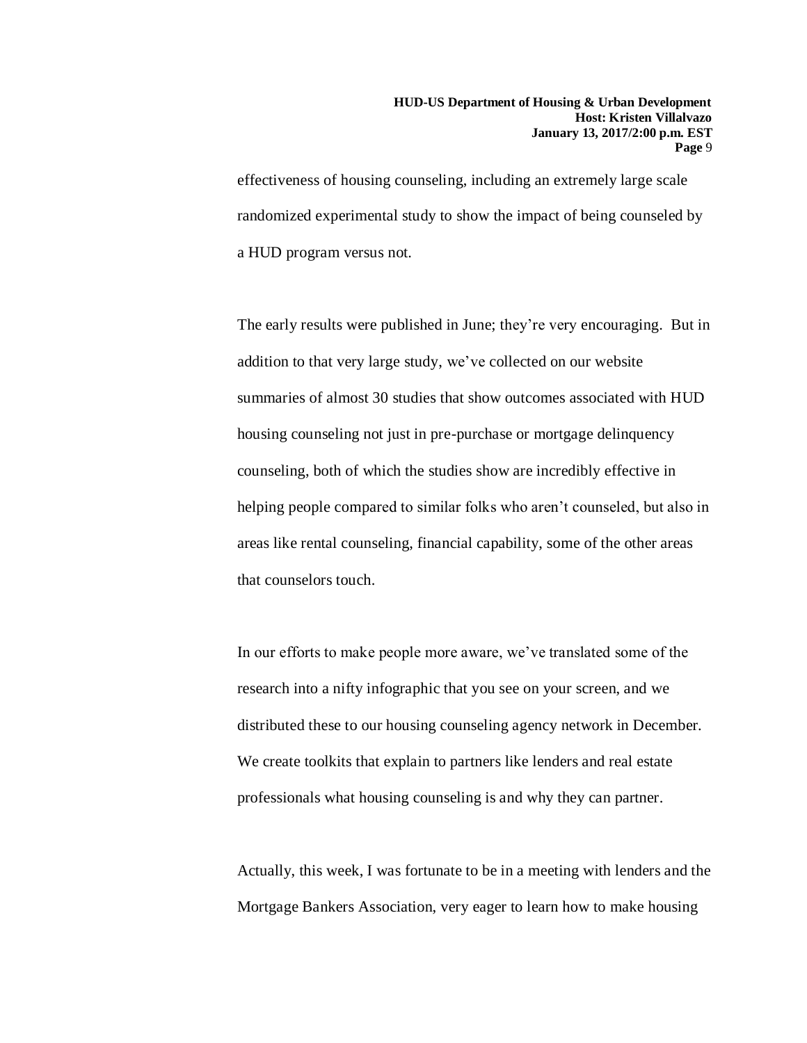effectiveness of housing counseling, including an extremely large scale randomized experimental study to show the impact of being counseled by a HUD program versus not.

The early results were published in June; they're very encouraging. But in addition to that very large study, we've collected on our website summaries of almost 30 studies that show outcomes associated with HUD housing counseling not just in pre-purchase or mortgage delinquency counseling, both of which the studies show are incredibly effective in helping people compared to similar folks who aren't counseled, but also in areas like rental counseling, financial capability, some of the other areas that counselors touch.

In our efforts to make people more aware, we've translated some of the research into a nifty infographic that you see on your screen, and we distributed these to our housing counseling agency network in December. We create toolkits that explain to partners like lenders and real estate professionals what housing counseling is and why they can partner.

Actually, this week, I was fortunate to be in a meeting with lenders and the Mortgage Bankers Association, very eager to learn how to make housing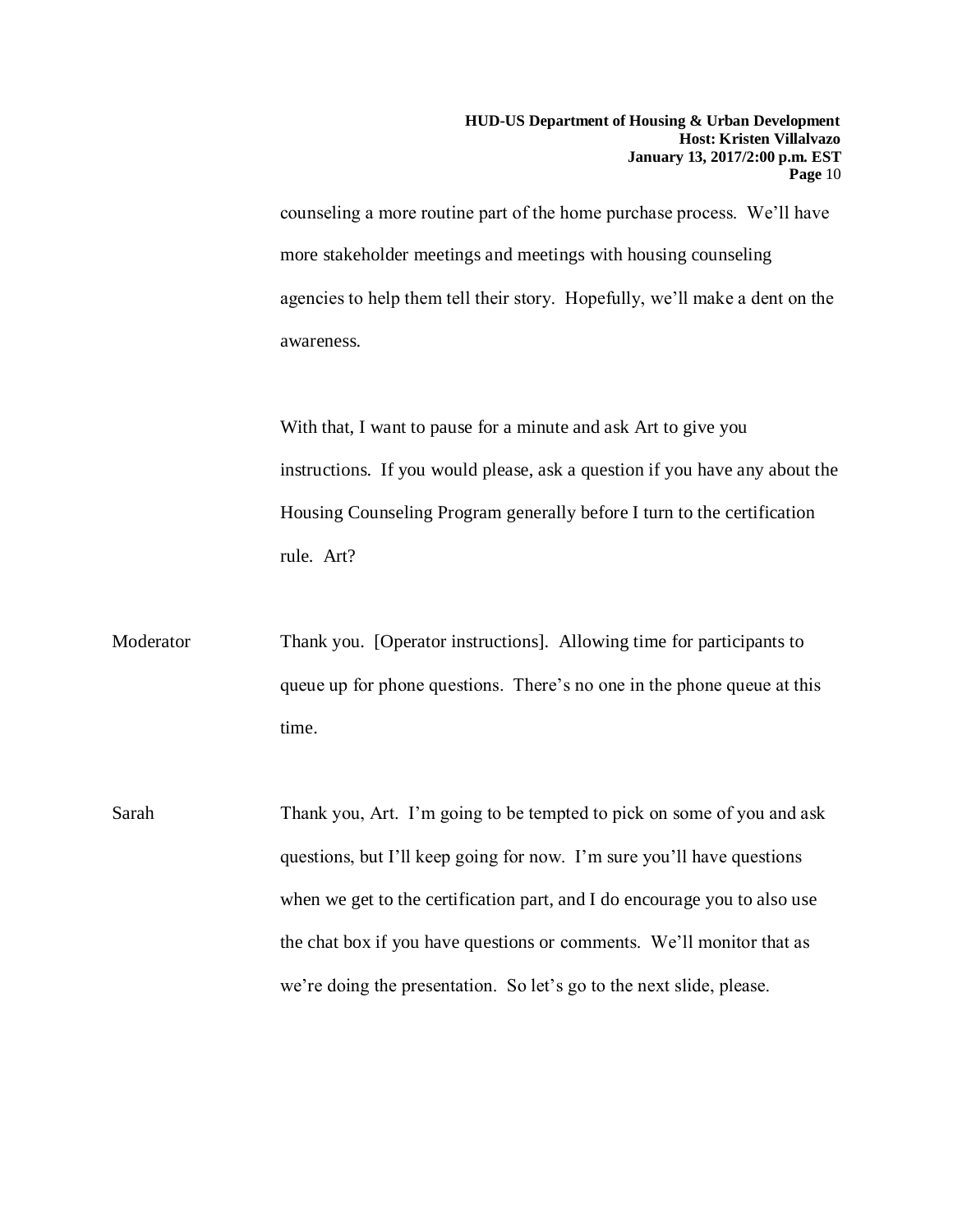counseling a more routine part of the home purchase process. We'll have more stakeholder meetings and meetings with housing counseling agencies to help them tell their story. Hopefully, we'll make a dent on the awareness.

With that, I want to pause for a minute and ask Art to give you instructions. If you would please, ask a question if you have any about the Housing Counseling Program generally before I turn to the certification rule. Art?

Moderator: Thank you. [Operator instructions]. Allowing time for participants to queue up for phone questions. There's no one in the phone queue at this time.

Sarah: Thank you, Art. I'm going to be tempted to pick on some of you and ask questions, but I'll keep going for now. I'm sure you'll have questions when we get to the certification part, and I do encourage you to also use the chat box if you have questions or comments. We'll monitor that as we're doing the presentation. So let's go to the next slide, please.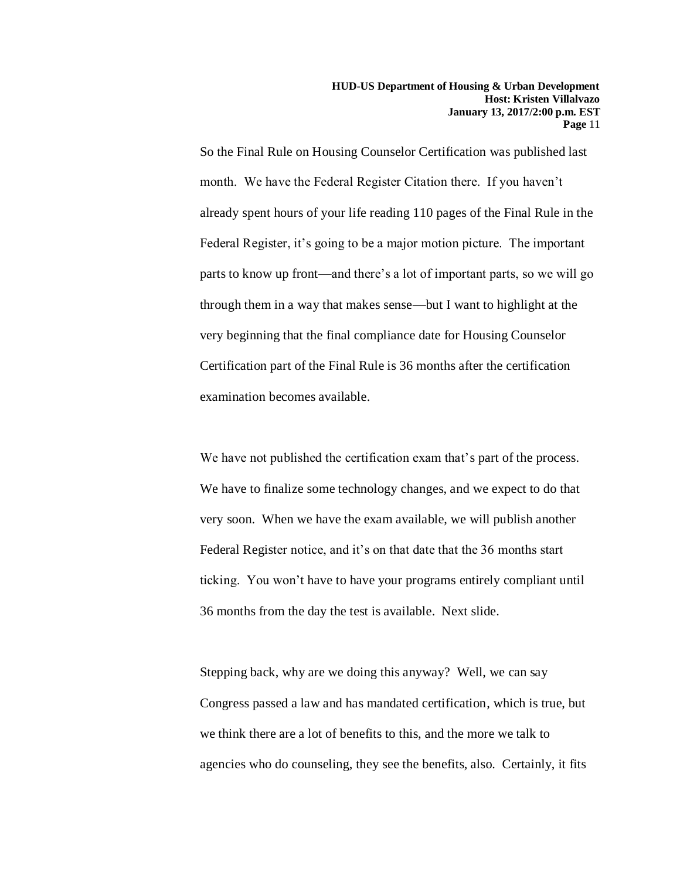So the Final Rule on Housing Counselor Certification was published last month. We have the Federal Register Citation there. If you haven't already spent hours of your life reading 110 pages of the Final Rule in the Federal Register, it's going to be a major motion picture. The important parts to know up front—and there's a lot of important parts, so we will go through them in a way that makes sense—but I want to highlight at the very beginning that the final compliance date for Housing Counselor Certification part of the Final Rule is 36 months after the certification examination becomes available.

We have not published the certification exam that's part of the process. We have to finalize some technology changes, and we expect to do that very soon. When we have the exam available, we will publish another Federal Register notice, and it's on that date that the 36 months start ticking. You won't have to have your programs entirely compliant until 36 months from the day the test is available. Next slide.

Stepping back, why are we doing this anyway? Well, we can say Congress passed a law and has mandated certification, which is true, but we think there are a lot of benefits to this, and the more we talk to agencies who do counseling, they see the benefits, also. Certainly, it fits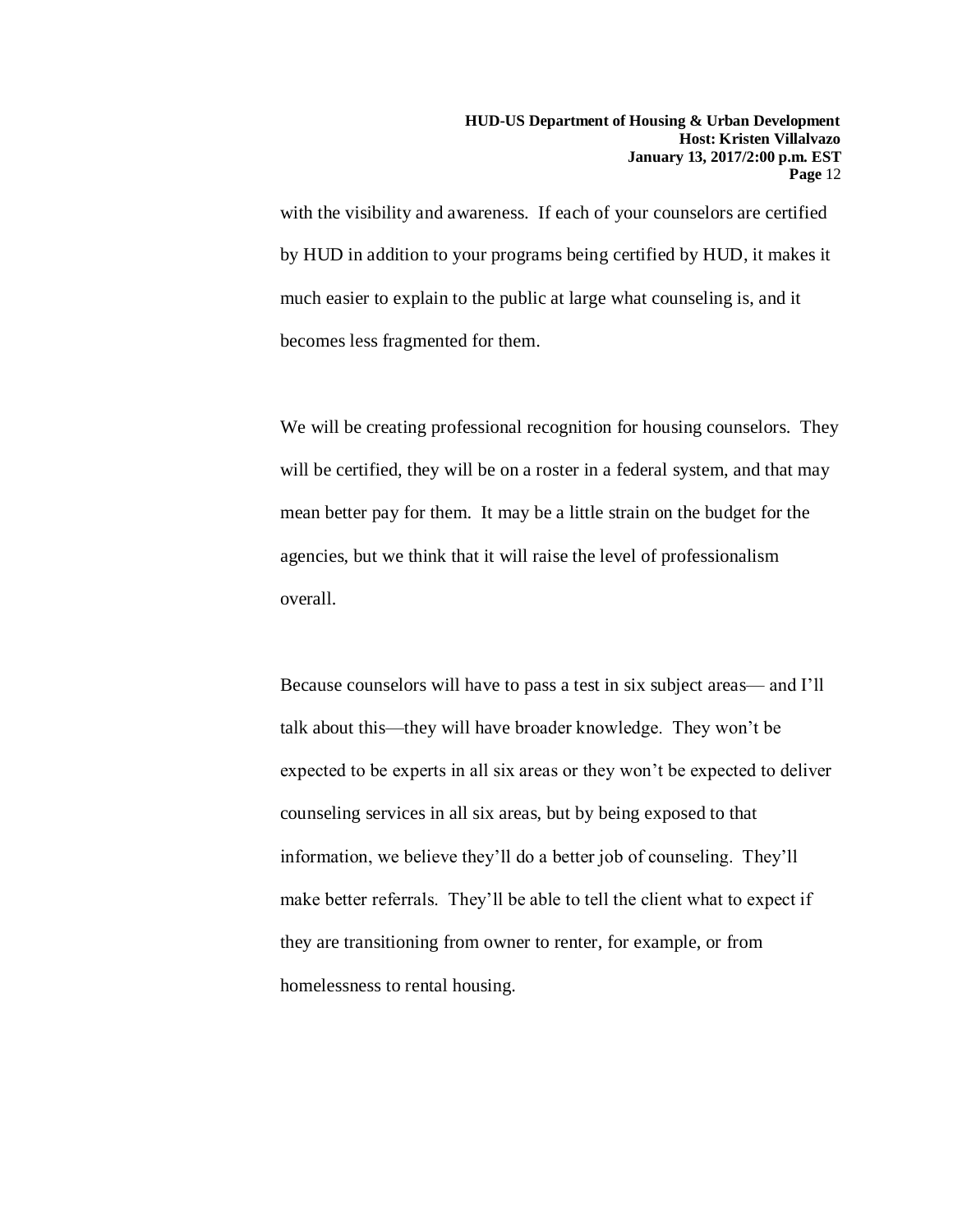with the visibility and awareness. If each of your counselors are certified by HUD in addition to your programs being certified by HUD, it makes it much easier to explain to the public at large what counseling is, and it becomes less fragmented for them.

We will be creating professional recognition for housing counselors. They will be certified, they will be on a roster in a federal system, and that may mean better pay for them. It may be a little strain on the budget for the agencies, but we think that it will raise the level of professionalism overall.

Because counselors will have to pass a test in six subject areas— and I'll talk about this—they will have broader knowledge. They won't be expected to be experts in all six areas or they won't be expected to deliver counseling services in all six areas, but by being exposed to that information, we believe they'll do a better job of counseling. They'll make better referrals. They'll be able to tell the client what to expect if they are transitioning from owner to renter, for example, or from homelessness to rental housing.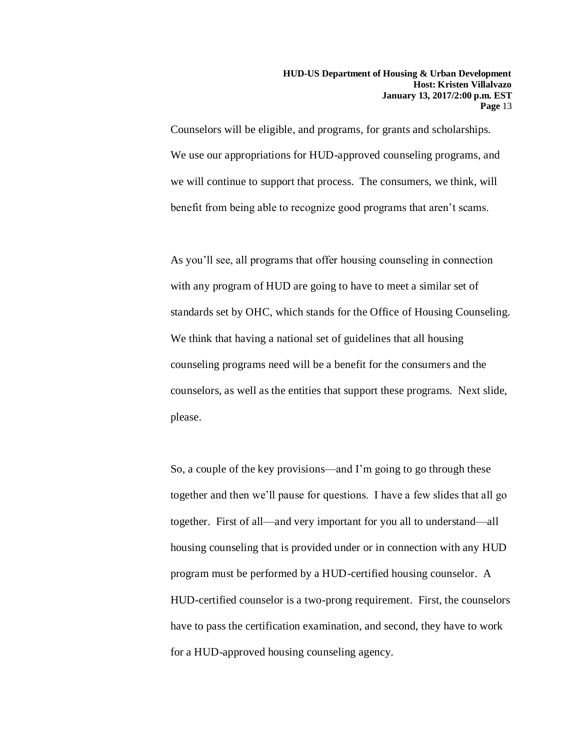Counselors will be eligible, and programs, for grants and scholarships. We use our appropriations for HUD-approved counseling programs, and we will continue to support that process. The consumers, we think, will benefit from being able to recognize good programs that aren't scams.

As you'll see, all programs that offer housing counseling in connection with any program of HUD are going to have to meet a similar set of standards set by OHC, which stands for the Office of Housing Counseling. We think that having a national set of guidelines that all housing counseling programs need will be a benefit for the consumers and the counselors, as well as the entities that support these programs. Next slide, please.

So, a couple of the key provisions—and I'm going to go through these together and then we'll pause for questions. I have a few slides that all go together. First of all—and very important for you all to understand—all housing counseling that is provided under or in connection with any HUD program must be performed by a HUD-certified housing counselor. A HUD-certified counselor is a two-prong requirement. First, the counselors have to pass the certification examination, and second, they have to work for a HUD-approved housing counseling agency.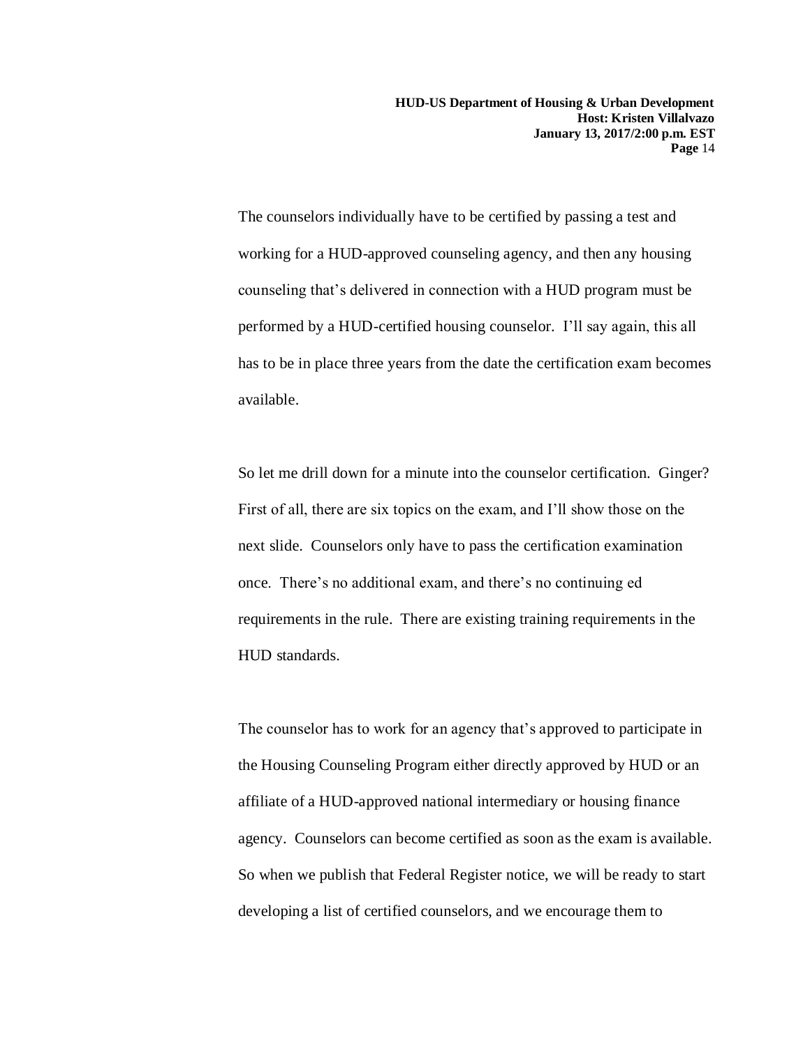The counselors individually have to be certified by passing a test and working for a HUD-approved counseling agency, and then any housing counseling that's delivered in connection with a HUD program must be performed by a HUD-certified housing counselor. I'll say again, this all has to be in place three years from the date the certification exam becomes available.

So let me drill down for a minute into the counselor certification. Ginger? First of all, there are six topics on the exam, and I'll show those on the next slide. Counselors only have to pass the certification examination once. There's no additional exam, and there's no continuing ed requirements in the rule. There are existing training requirements in the HUD standards.

The counselor has to work for an agency that's approved to participate in the Housing Counseling Program either directly approved by HUD or an affiliate of a HUD-approved national intermediary or housing finance agency. Counselors can become certified as soon as the exam is available. So when we publish that Federal Register notice, we will be ready to start developing a list of certified counselors, and we encourage them to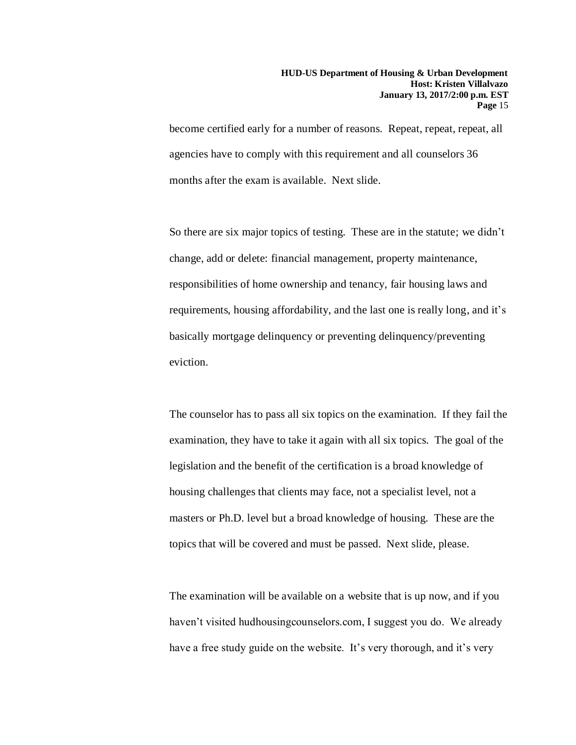become certified early for a number of reasons. Repeat, repeat, repeat, all agencies have to comply with this requirement and all counselors 36 months after the exam is available. Next slide.

So there are six major topics of testing. These are in the statute; we didn't change, add or delete: financial management, property maintenance, responsibilities of home ownership and tenancy, fair housing laws and requirements, housing affordability, and the last one is really long, and it's basically mortgage delinquency or preventing delinquency/preventing eviction.

The counselor has to pass all six topics on the examination. If they fail the examination, they have to take it again with all six topics. The goal of the legislation and the benefit of the certification is a broad knowledge of housing challenges that clients may face, not a specialist level, not a masters or Ph.D. level but a broad knowledge of housing. These are the topics that will be covered and must be passed. Next slide, please.

The examination will be available on a website that is up now, and if you haven't visited hudhousingcounselors.com, I suggest you do. We already have a free study guide on the website. It's very thorough, and it's very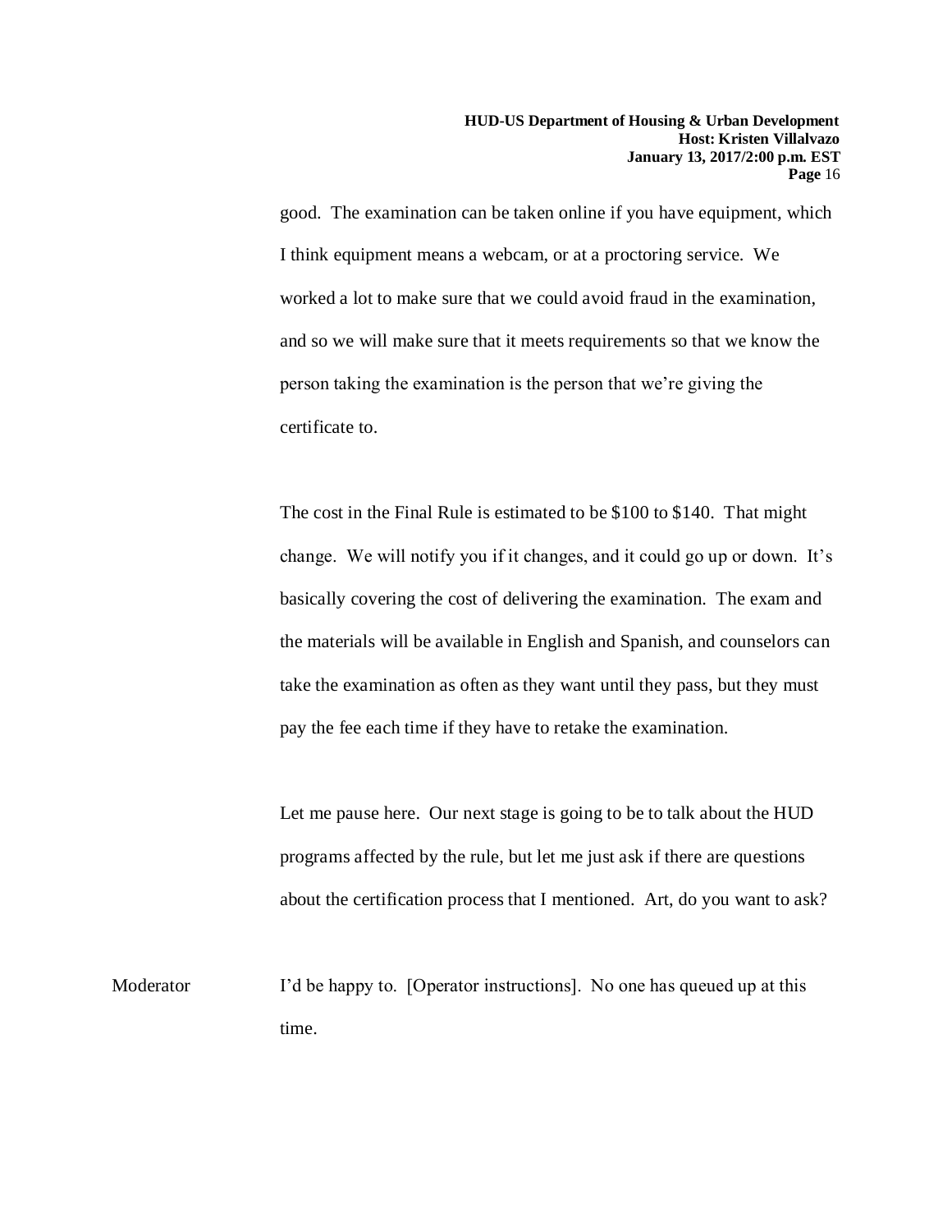good. The examination can be taken online if you have equipment, which I think equipment means a webcam, or at a proctoring service. We worked a lot to make sure that we could avoid fraud in the examination, and so we will make sure that it meets requirements so that we know the person taking the examination is the person that we're giving the certificate to.

The cost in the Final Rule is estimated to be $100 to $140. That might change. We will notify you if it changes, and it could go up or down. It's basically covering the cost of delivering the examination. The exam and the materials will be available in English and Spanish, and counselors can take the examination as often as they want until they pass, but they must pay the fee each time if they have to retake the examination.

Let me pause here. Our next stage is going to be to talk about the HUD programs affected by the rule, but let me just ask if there are questions about the certification process that I mentioned. Art, do you want to ask?

Moderator: I'd be happy to. [Operator instructions]. No one has queued up at this time.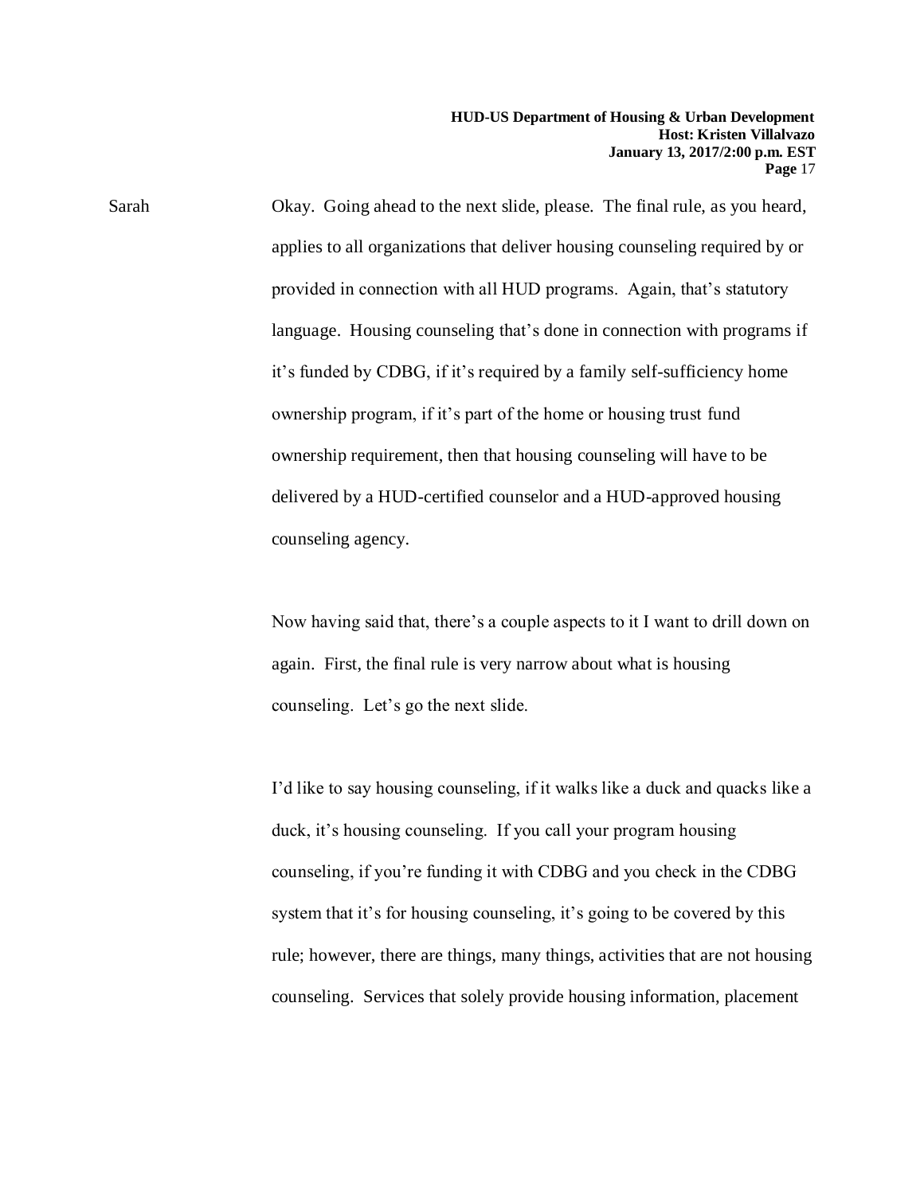Sarah Okay. Going ahead to the next slide, please. The final rule, as you heard, applies to all organizations that deliver housing counseling required by or provided in connection with all HUD programs. Again, that's statutory language. Housing counseling that's done in connection with programs if it's funded by CDBG, if it's required by a family self-sufficiency home ownership program, if it's part of the home or housing trust fund ownership requirement, then that housing counseling will have to be delivered by a HUD-certified counselor and a HUD-approved housing counseling agency.

Now having said that, there's a couple aspects to it I want to drill down on again. First, the final rule is very narrow about what is housing counseling. Let's go the next slide.

I'd like to say housing counseling, if it walks like a duck and quacks like a duck, it's housing counseling. If you call your program housing counseling, if you're funding it with CDBG and you check in the CDBG system that it's for housing counseling, it's going to be covered by this rule; however, there are things, many things, activities that are not housing counseling. Services that solely provide housing information, placement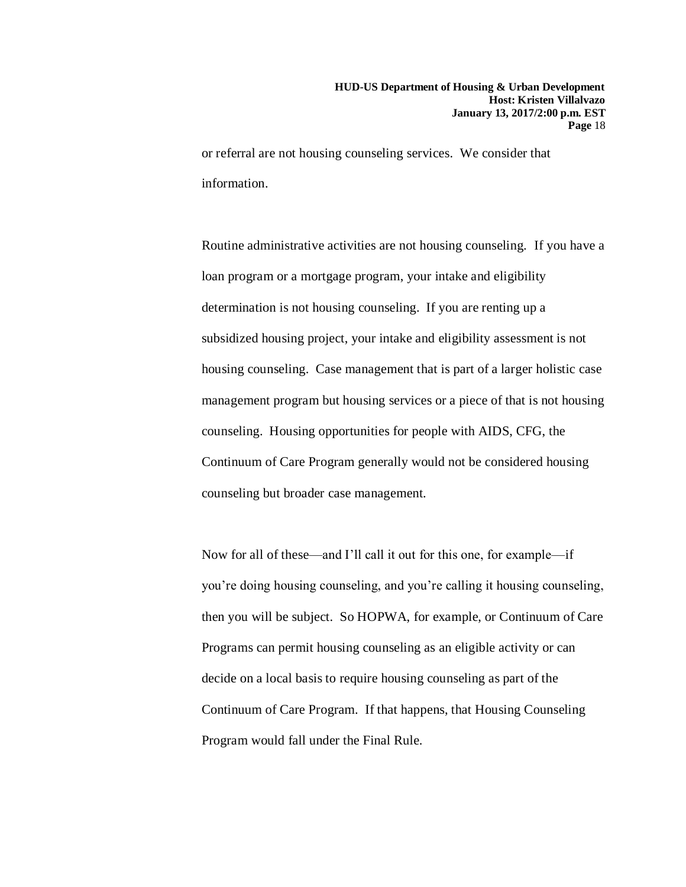or referral are not housing counseling services. We consider that information.

Routine administrative activities are not housing counseling. If you have a loan program or a mortgage program, your intake and eligibility determination is not housing counseling. If you are renting up a subsidized housing project, your intake and eligibility assessment is not housing counseling. Case management that is part of a larger holistic case management program but housing services or a piece of that is not housing counseling. Housing opportunities for people with AIDS, CFG, the Continuum of Care Program generally would not be considered housing counseling but broader case management.

Now for all of these—and I'll call it out for this one, for example—if you're doing housing counseling, and you're calling it housing counseling, then you will be subject. So HOPWA, for example, or Continuum of Care Programs can permit housing counseling as an eligible activity or can decide on a local basis to require housing counseling as part of the Continuum of Care Program. If that happens, that Housing Counseling Program would fall under the Final Rule.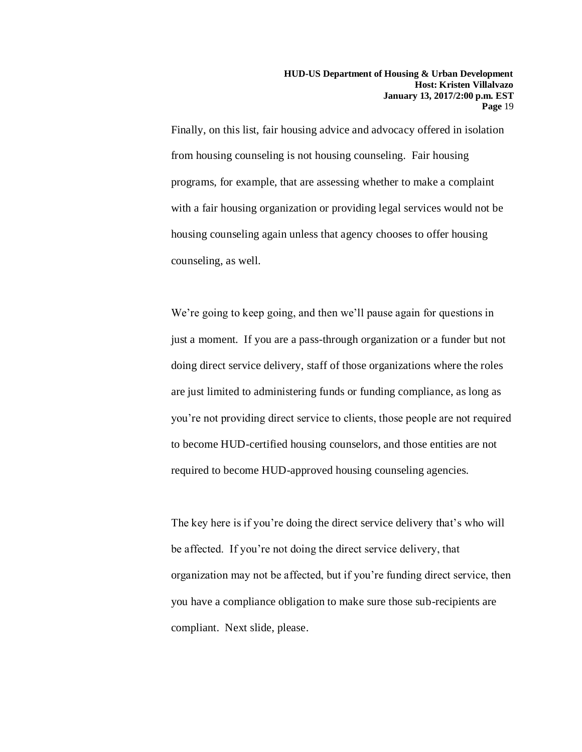Finally, on this list, fair housing advice and advocacy offered in isolation from housing counseling is not housing counseling. Fair housing programs, for example, that are assessing whether to make a complaint with a fair housing organization or providing legal services would not be housing counseling again unless that agency chooses to offer housing counseling, as well.

We're going to keep going, and then we'll pause again for questions in just a moment. If you are a pass-through organization or a funder but not doing direct service delivery, staff of those organizations where the roles are just limited to administering funds or funding compliance, as long as you're not providing direct service to clients, those people are not required to become HUD-certified housing counselors, and those entities are not required to become HUD-approved housing counseling agencies.

The key here is if you're doing the direct service delivery that's who will be affected. If you're not doing the direct service delivery, that organization may not be affected, but if you're funding direct service, then you have a compliance obligation to make sure those sub-recipients are compliant. Next slide, please.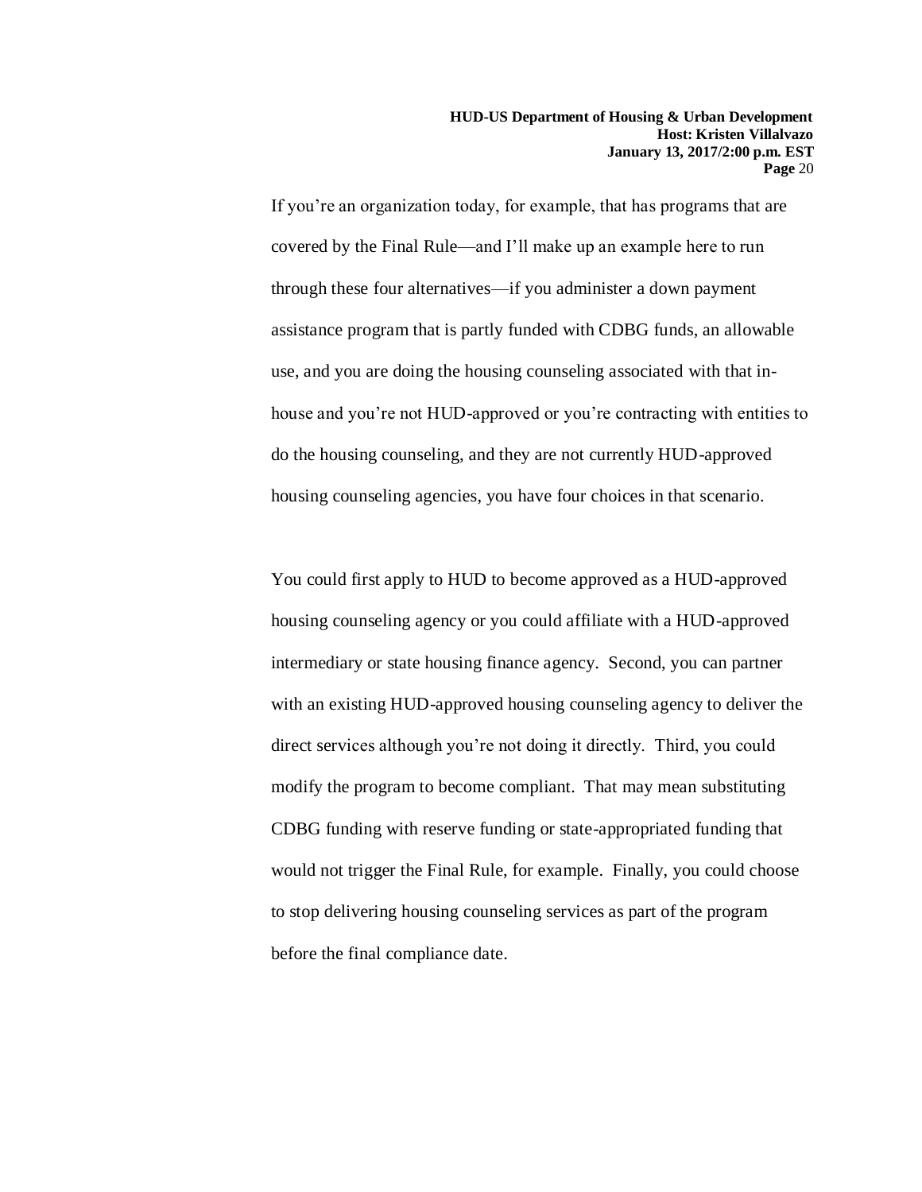If you're an organization today, for example, that has programs that are covered by the Final Rule—and I'll make up an example here to run through these four alternatives—if you administer a down payment assistance program that is partly funded with CDBG funds, an allowable use, and you are doing the housing counseling associated with that in-house and you're not HUD-approved or you're contracting with entities to do the housing counseling, and they are not currently HUD-approved housing counseling agencies, you have four choices in that scenario.

You could first apply to HUD to become approved as a HUD-approved housing counseling agency or you could affiliate with a HUD-approved intermediary or state housing finance agency. Second, you can partner with an existing HUD-approved housing counseling agency to deliver the direct services although you're not doing it directly. Third, you could modify the program to become compliant. That may mean substituting CDBG funding with reserve funding or state-appropriated funding that would not trigger the Final Rule, for example. Finally, you could choose to stop delivering housing counseling services as part of the program before the final compliance date.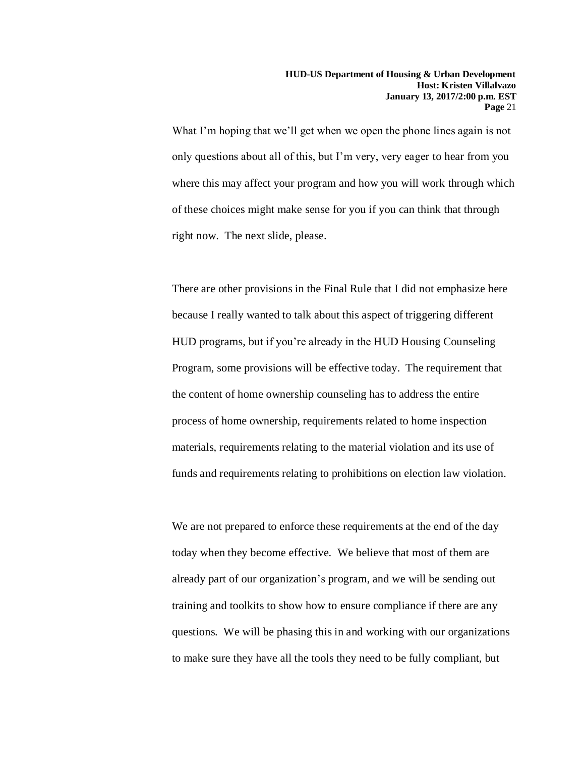What I'm hoping that we'll get when we open the phone lines again is not only questions about all of this, but I'm very, very eager to hear from you where this may affect your program and how you will work through which of these choices might make sense for you if you can think that through right now. The next slide, please.

There are other provisions in the Final Rule that I did not emphasize here because I really wanted to talk about this aspect of triggering different HUD programs, but if you're already in the HUD Housing Counseling Program, some provisions will be effective today. The requirement that the content of home ownership counseling has to address the entire process of home ownership, requirements related to home inspection materials, requirements relating to the material violation and its use of funds and requirements relating to prohibitions on election law violation.

We are not prepared to enforce these requirements at the end of the day today when they become effective. We believe that most of them are already part of our organization's program, and we will be sending out training and toolkits to show how to ensure compliance if there are any questions. We will be phasing this in and working with our organizations to make sure they have all the tools they need to be fully compliant, but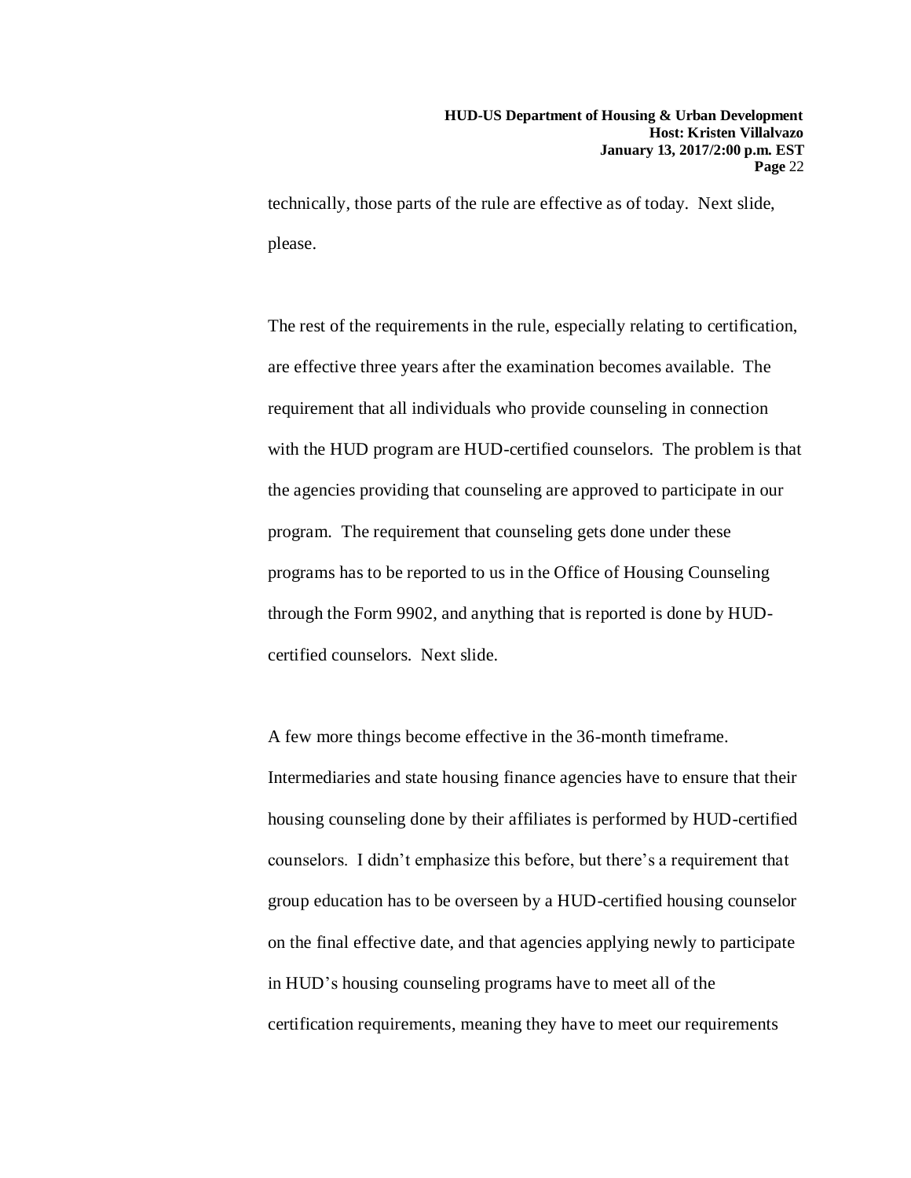technically, those parts of the rule are effective as of today. Next slide, please.

The rest of the requirements in the rule, especially relating to certification, are effective three years after the examination becomes available. The requirement that all individuals who provide counseling in connection with the HUD program are HUD-certified counselors. The problem is that the agencies providing that counseling are approved to participate in our program. The requirement that counseling gets done under these programs has to be reported to us in the Office of Housing Counseling through the Form 9902, and anything that is reported is done by HUD-certified counselors. Next slide.

A few more things become effective in the 36-month timeframe. Intermediaries and state housing finance agencies have to ensure that their housing counseling done by their affiliates is performed by HUD-certified counselors. I didn't emphasize this before, but there's a requirement that group education has to be overseen by a HUD-certified housing counselor on the final effective date, and that agencies applying newly to participate in HUD's housing counseling programs have to meet all of the certification requirements, meaning they have to meet our requirements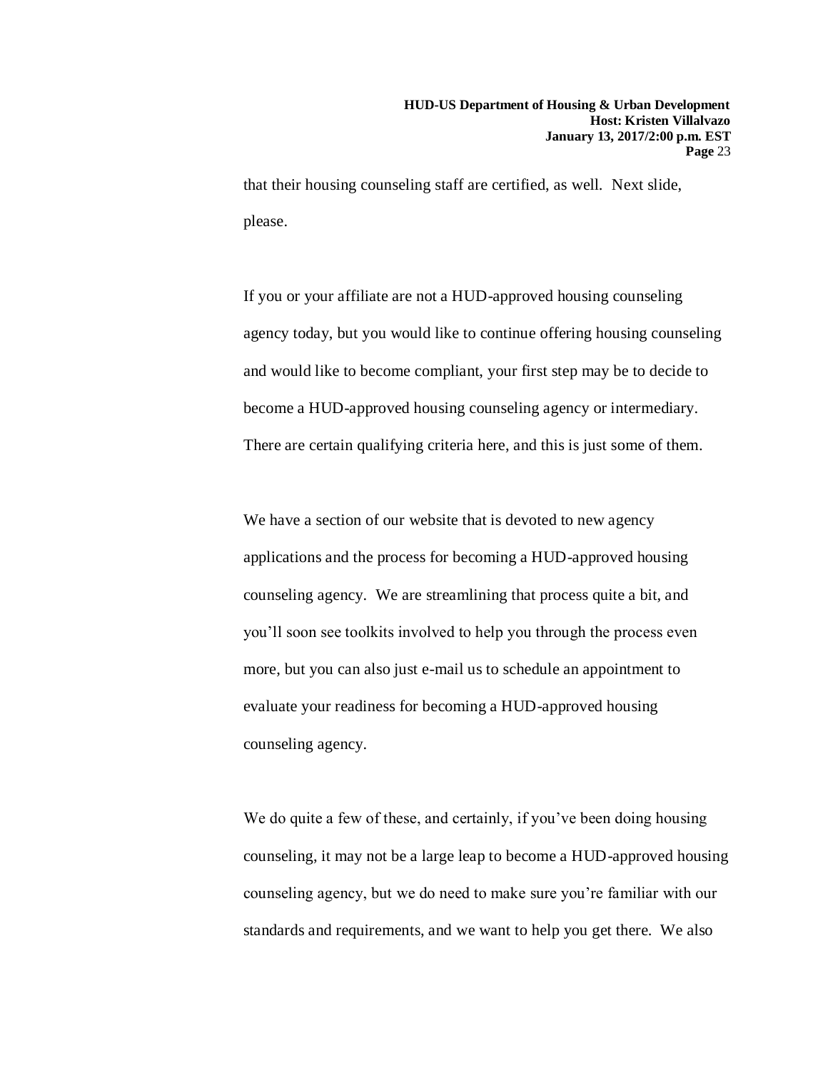that their housing counseling staff are certified, as well. Next slide, please.

If you or your affiliate are not a HUD-approved housing counseling agency today, but you would like to continue offering housing counseling and would like to become compliant, your first step may be to decide to become a HUD-approved housing counseling agency or intermediary. There are certain qualifying criteria here, and this is just some of them.

We have a section of our website that is devoted to new agency applications and the process for becoming a HUD-approved housing counseling agency. We are streamlining that process quite a bit, and you'll soon see toolkits involved to help you through the process even more, but you can also just e-mail us to schedule an appointment to evaluate your readiness for becoming a HUD-approved housing counseling agency.

We do quite a few of these, and certainly, if you've been doing housing counseling, it may not be a large leap to become a HUD-approved housing counseling agency, but we do need to make sure you're familiar with our standards and requirements, and we want to help you get there. We also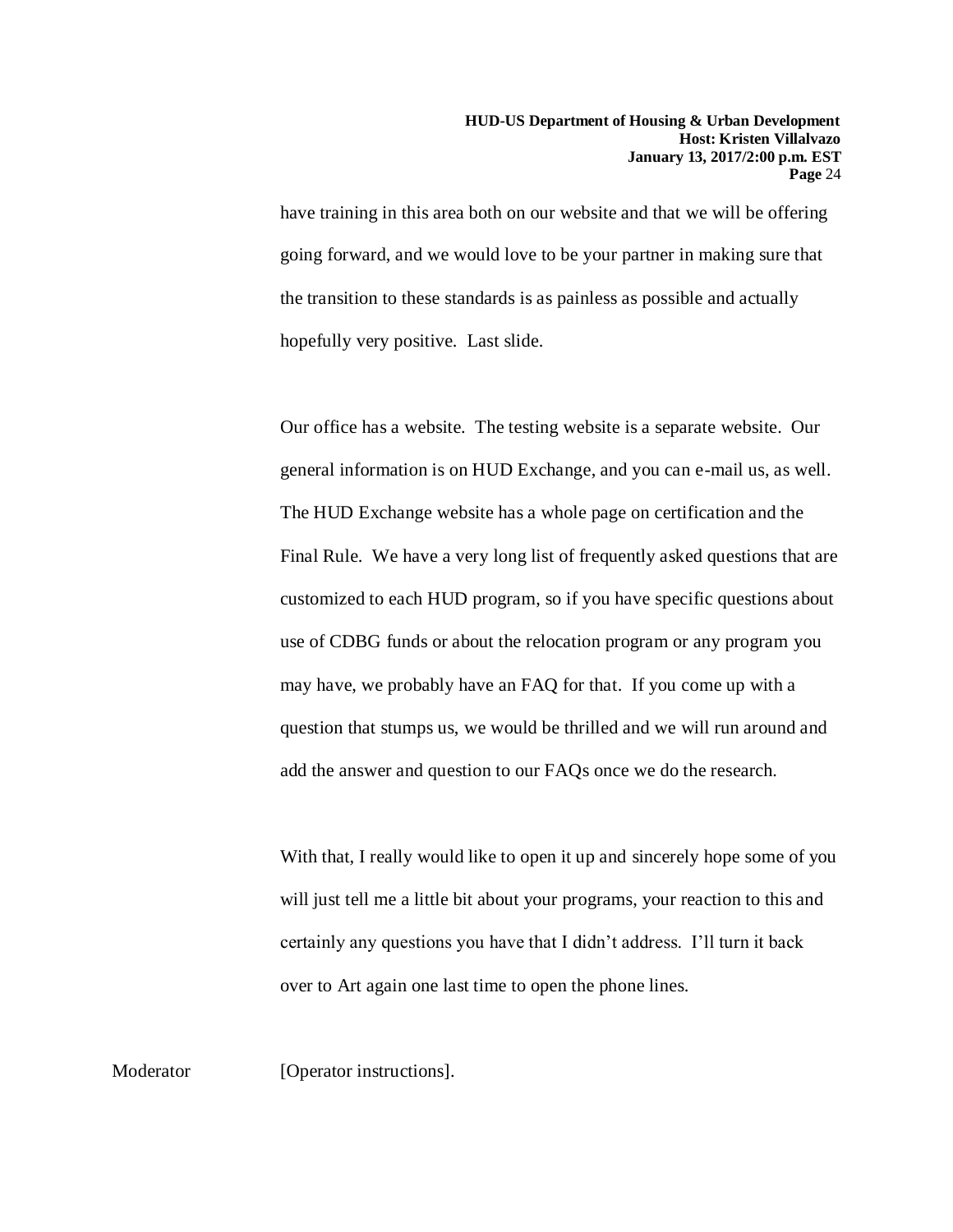have training in this area both on our website and that we will be offering going forward, and we would love to be your partner in making sure that the transition to these standards is as painless as possible and actually hopefully very positive. Last slide.

Our office has a website. The testing website is a separate website. Our general information is on HUD Exchange, and you can e-mail us, as well. The HUD Exchange website has a whole page on certification and the Final Rule. We have a very long list of frequently asked questions that are customized to each HUD program, so if you have specific questions about use of CDBG funds or about the relocation program or any program you may have, we probably have an FAQ for that. If you come up with a question that stumps us, we would be thrilled and we will run around and add the answer and question to our FAQs once we do the research.

With that, I really would like to open it up and sincerely hope some of you will just tell me a little bit about your programs, your reaction to this and certainly any questions you have that I didn't address. I'll turn it back over to Art again one last time to open the phone lines.

Moderator [Operator instructions].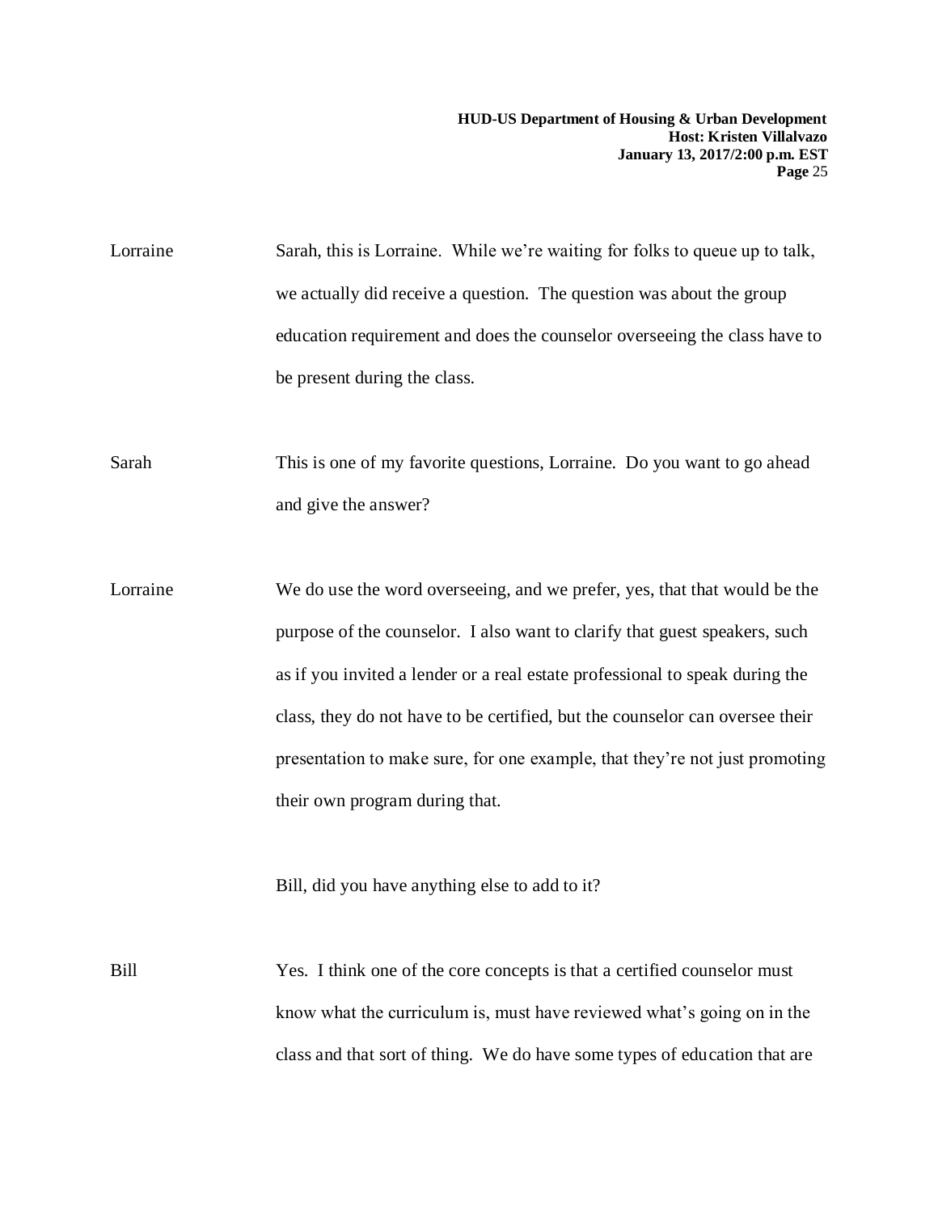Lorraine Sarah, this is Lorraine. While we're waiting for folks to queue up to talk, we actually did receive a question. The question was about the group education requirement and does the counselor overseeing the class have to be present during the class.

Sarah This is one of my favorite questions, Lorraine. Do you want to go ahead and give the answer?

Lorraine We do use the word overseeing, and we prefer, yes, that that would be the purpose of the counselor. I also want to clarify that guest speakers, such as if you invited a lender or a real estate professional to speak during the class, they do not have to be certified, but the counselor can oversee their presentation to make sure, for one example, that they're not just promoting their own program during that.

Bill, did you have anything else to add to it?

Bill Yes. I think one of the core concepts is that a certified counselor must know what the curriculum is, must have reviewed what's going on in the class and that sort of thing. We do have some types of education that are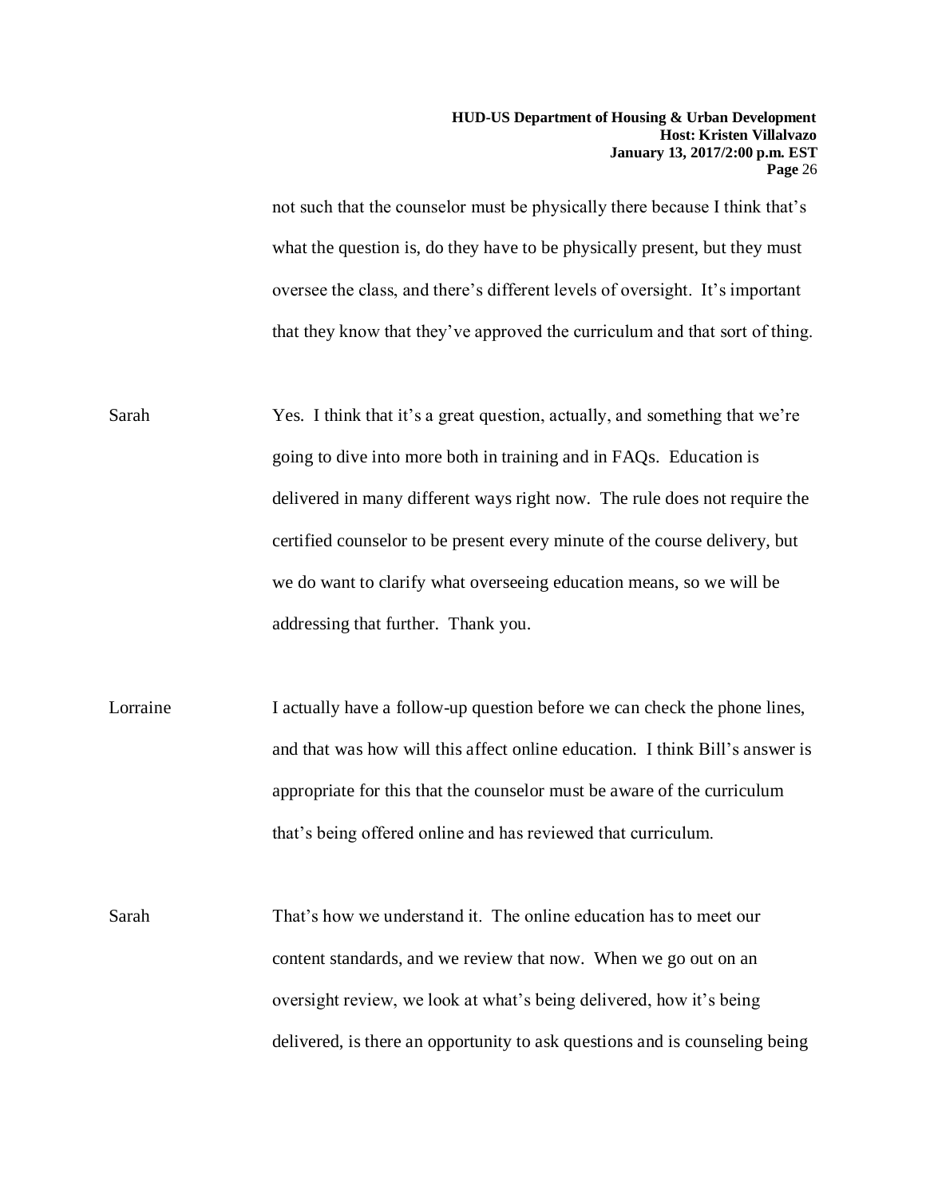not such that the counselor must be physically there because I think that's what the question is, do they have to be physically present, but they must oversee the class, and there's different levels of oversight. It's important that they know that they've approved the curriculum and that sort of thing.

Sarah: Yes. I think that it's a great question, actually, and something that we're going to dive into more both in training and in FAQs. Education is delivered in many different ways right now. The rule does not require the certified counselor to be present every minute of the course delivery, but we do want to clarify what overseeing education means, so we will be addressing that further. Thank you.

Lorraine: I actually have a follow-up question before we can check the phone lines, and that was how will this affect online education. I think Bill's answer is appropriate for this that the counselor must be aware of the curriculum that's being offered online and has reviewed that curriculum.

Sarah: That's how we understand it. The online education has to meet our content standards, and we review that now. When we go out on an oversight review, we look at what's being delivered, how it's being delivered, is there an opportunity to ask questions and is counseling being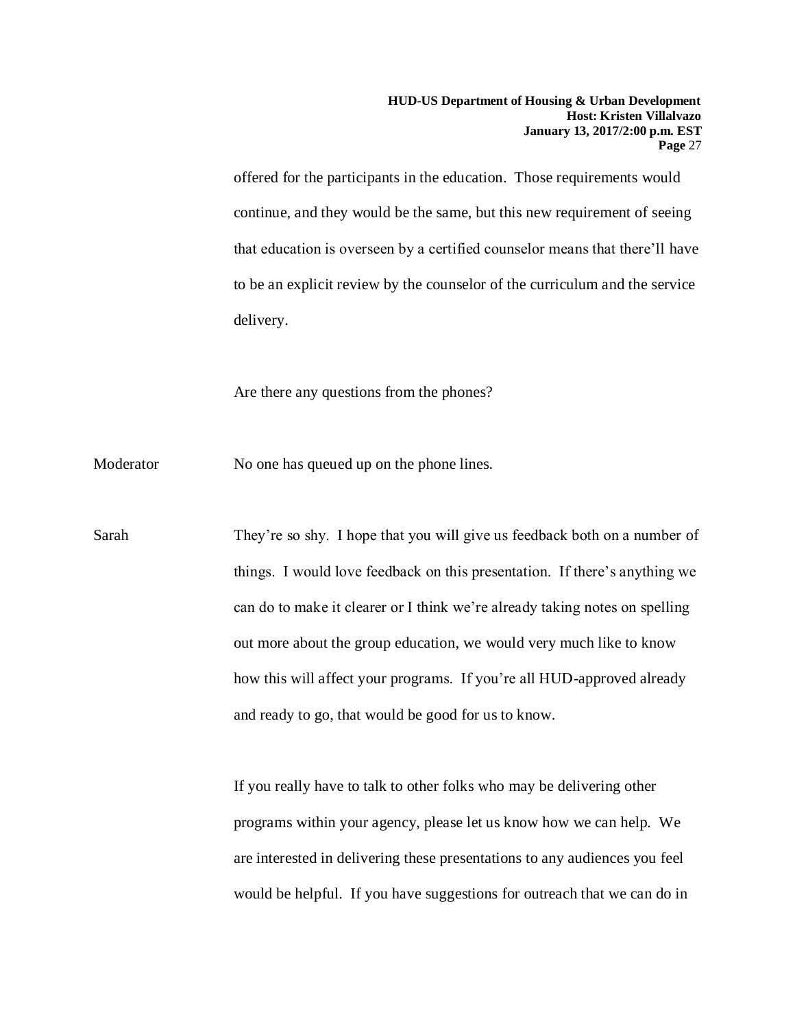offered for the participants in the education. Those requirements would continue, and they would be the same, but this new requirement of seeing that education is overseen by a certified counselor means that there'll have to be an explicit review by the counselor of the curriculum and the service delivery.

Are there any questions from the phones?

Moderator: No one has queued up on the phone lines.

Sarah: They're so shy. I hope that you will give us feedback both on a number of things. I would love feedback on this presentation. If there's anything we can do to make it clearer or I think we're already taking notes on spelling out more about the group education, we would very much like to know how this will affect your programs. If you're all HUD-approved already and ready to go, that would be good for us to know.

If you really have to talk to other folks who may be delivering other programs within your agency, please let us know how we can help. We are interested in delivering these presentations to any audiences you feel would be helpful. If you have suggestions for outreach that we can do in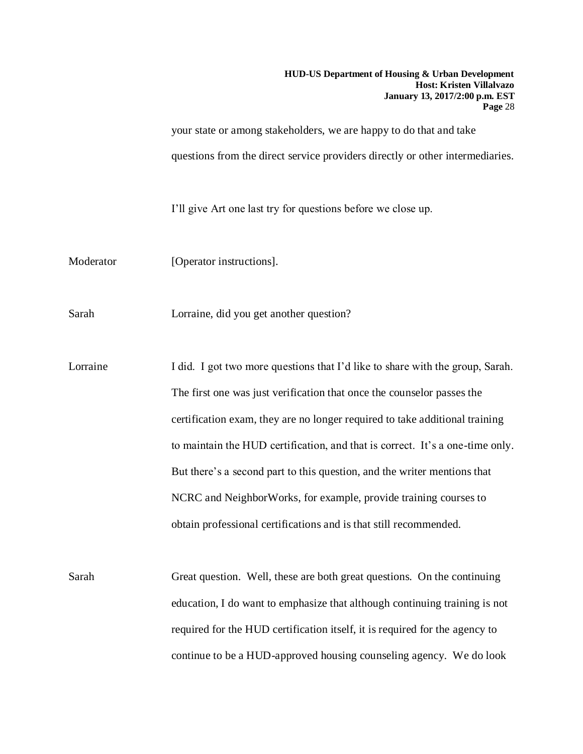your state or among stakeholders, we are happy to do that and take questions from the direct service providers directly or other intermediaries.

I'll give Art one last try for questions before we close up.

Moderator [Operator instructions].

Sarah Lorraine, did you get another question?

Lorraine I did. I got two more questions that I'd like to share with the group, Sarah. The first one was just verification that once the counselor passes the certification exam, they are no longer required to take additional training to maintain the HUD certification, and that is correct. It's a one-time only. But there's a second part to this question, and the writer mentions that NCRC and NeighborWorks, for example, provide training courses to obtain professional certifications and is that still recommended.

Sarah Great question. Well, these are both great questions. On the continuing education, I do want to emphasize that although continuing training is not required for the HUD certification itself, it is required for the agency to continue to be a HUD-approved housing counseling agency. We do look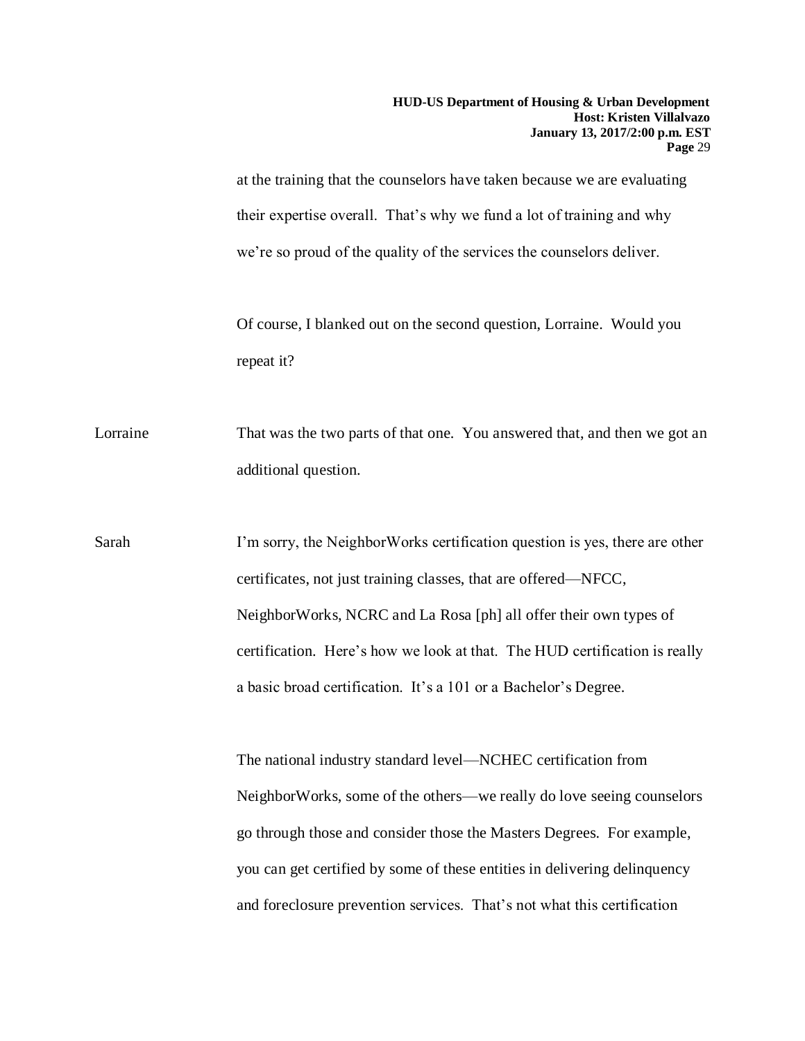at the training that the counselors have taken because we are evaluating their expertise overall. That's why we fund a lot of training and why we're so proud of the quality of the services the counselors deliver.

Of course, I blanked out on the second question, Lorraine. Would you repeat it?

Lorraine: That was the two parts of that one. You answered that, and then we got an additional question.

Sarah: I'm sorry, the NeighborWorks certification question is yes, there are other certificates, not just training classes, that are offered—NFCC, NeighborWorks, NCRC and La Rosa [ph] all offer their own types of certification. Here's how we look at that. The HUD certification is really a basic broad certification. It's a 101 or a Bachelor's Degree.

The national industry standard level—NCHEC certification from NeighborWorks, some of the others—we really do love seeing counselors go through those and consider those the Masters Degrees. For example, you can get certified by some of these entities in delivering delinquency and foreclosure prevention services. That's not what this certification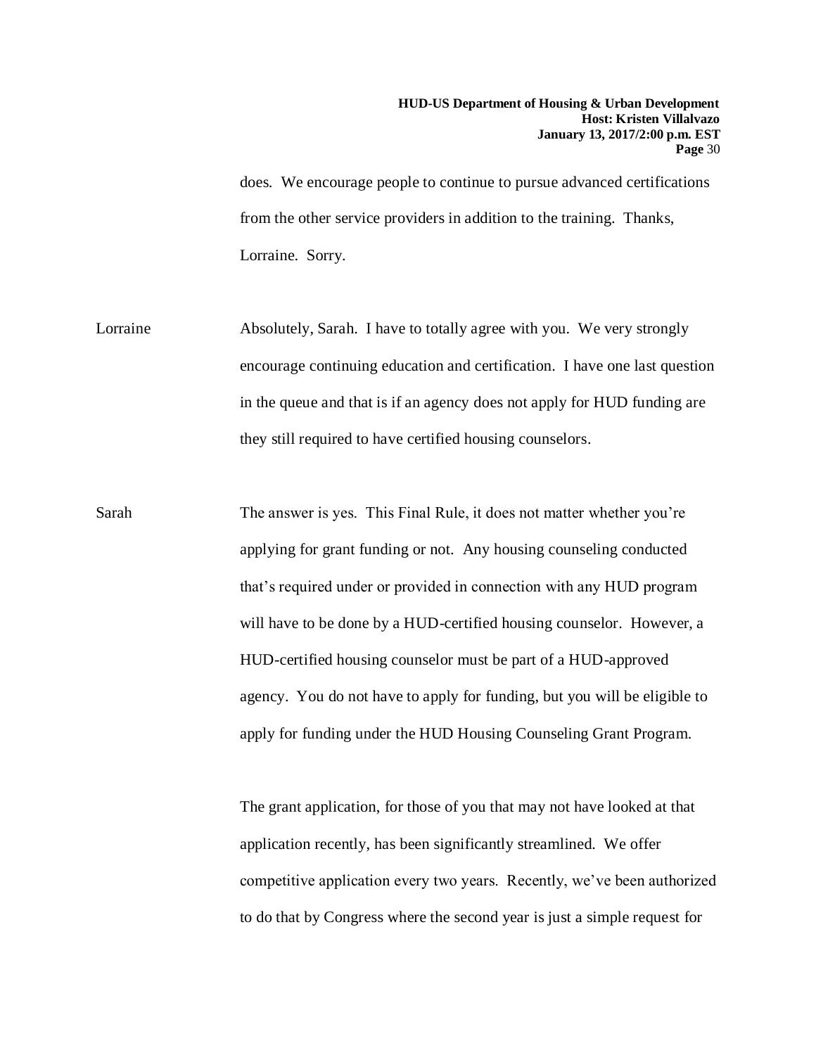does. We encourage people to continue to pursue advanced certifications from the other service providers in addition to the training. Thanks, Lorraine. Sorry.

Lorraine Absolutely, Sarah. I have to totally agree with you. We very strongly encourage continuing education and certification. I have one last question in the queue and that is if an agency does not apply for HUD funding are they still required to have certified housing counselors.

Sarah The answer is yes. This Final Rule, it does not matter whether you're applying for grant funding or not. Any housing counseling conducted that's required under or provided in connection with any HUD program will have to be done by a HUD-certified housing counselor. However, a HUD-certified housing counselor must be part of a HUD-approved agency. You do not have to apply for funding, but you will be eligible to apply for funding under the HUD Housing Counseling Grant Program.

The grant application, for those of you that may not have looked at that application recently, has been significantly streamlined. We offer competitive application every two years. Recently, we've been authorized to do that by Congress where the second year is just a simple request for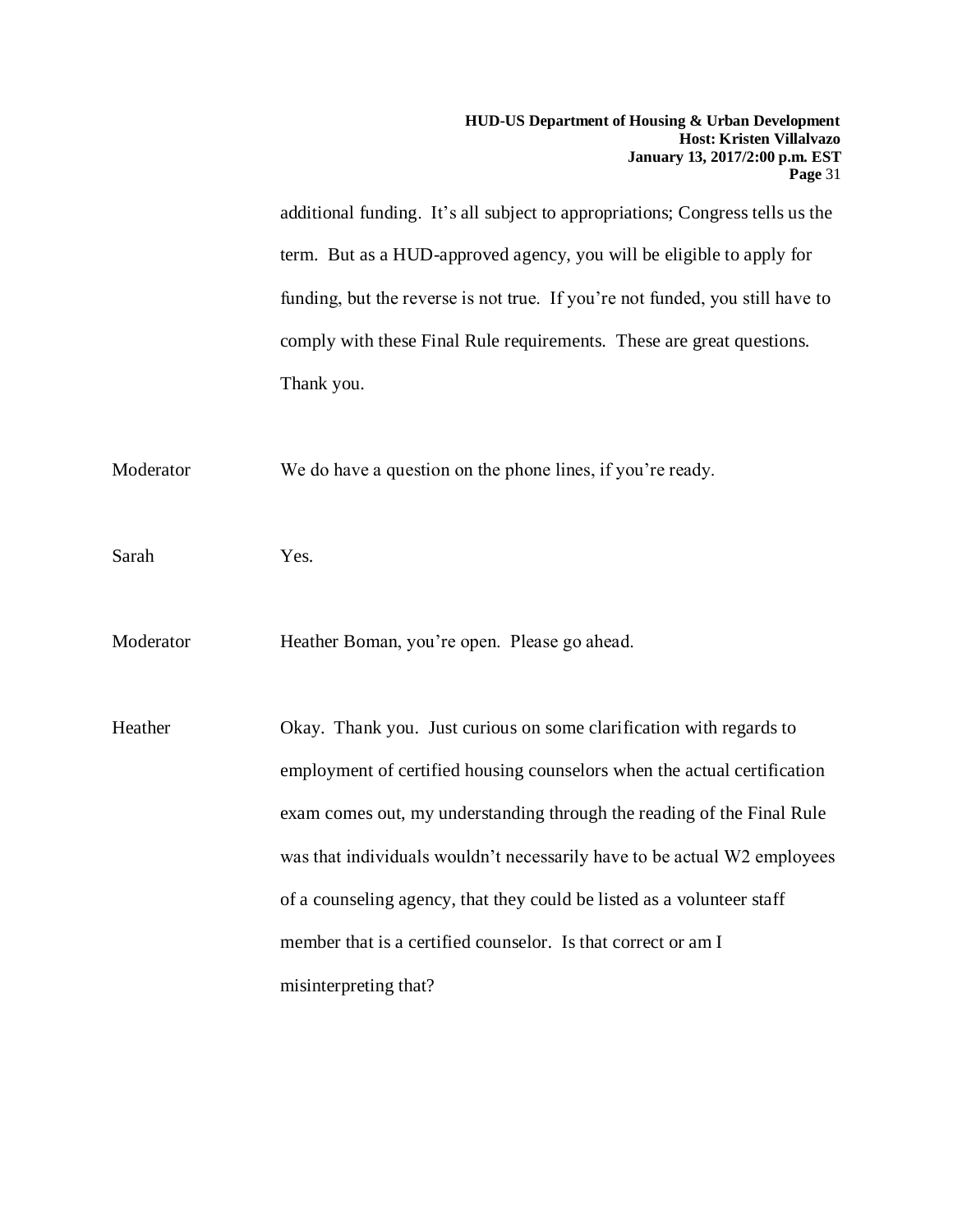additional funding. It's all subject to appropriations; Congress tells us the term. But as a HUD-approved agency, you will be eligible to apply for funding, but the reverse is not true. If you're not funded, you still have to comply with these Final Rule requirements. These are great questions. Thank you.

Moderator We do have a question on the phone lines, if you're ready.

Sarah Yes.

Moderator Heather Boman, you're open. Please go ahead.

Heather Okay. Thank you. Just curious on some clarification with regards to employment of certified housing counselors when the actual certification exam comes out, my understanding through the reading of the Final Rule was that individuals wouldn't necessarily have to be actual W2 employees of a counseling agency, that they could be listed as a volunteer staff member that is a certified counselor. Is that correct or am I misinterpreting that?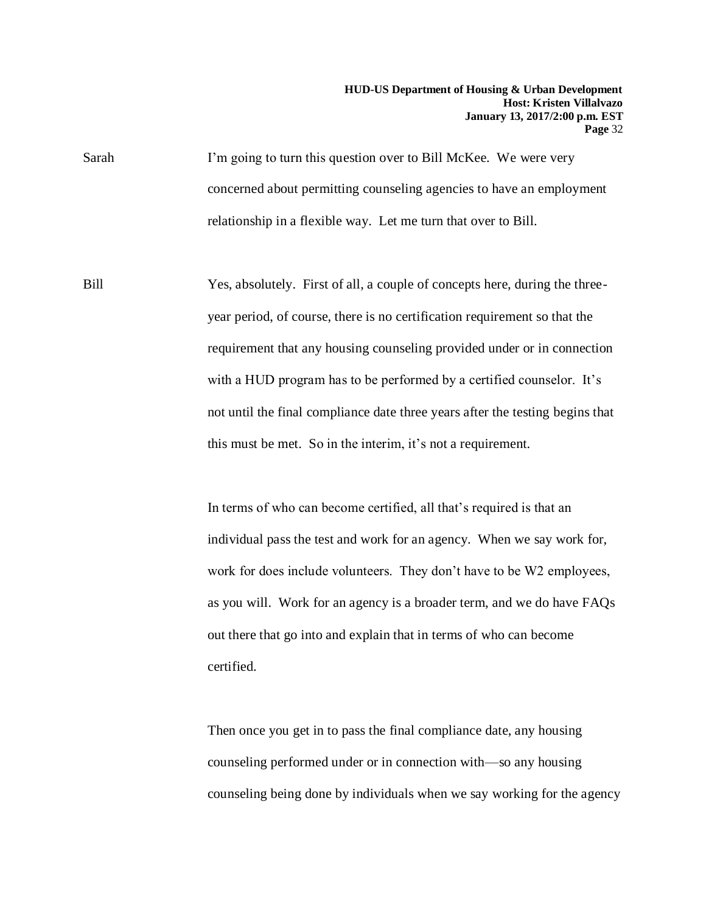Sarah I'm going to turn this question over to Bill McKee. We were very concerned about permitting counseling agencies to have an employment relationship in a flexible way. Let me turn that over to Bill.

Bill Yes, absolutely. First of all, a couple of concepts here, during the three-year period, of course, there is no certification requirement so that the requirement that any housing counseling provided under or in connection with a HUD program has to be performed by a certified counselor. It's not until the final compliance date three years after the testing begins that this must be met. So in the interim, it's not a requirement.

In terms of who can become certified, all that's required is that an individual pass the test and work for an agency. When we say work for, work for does include volunteers. They don't have to be W2 employees, as you will. Work for an agency is a broader term, and we do have FAQs out there that go into and explain that in terms of who can become certified.

Then once you get in to pass the final compliance date, any housing counseling performed under or in connection with—so any housing counseling being done by individuals when we say working for the agency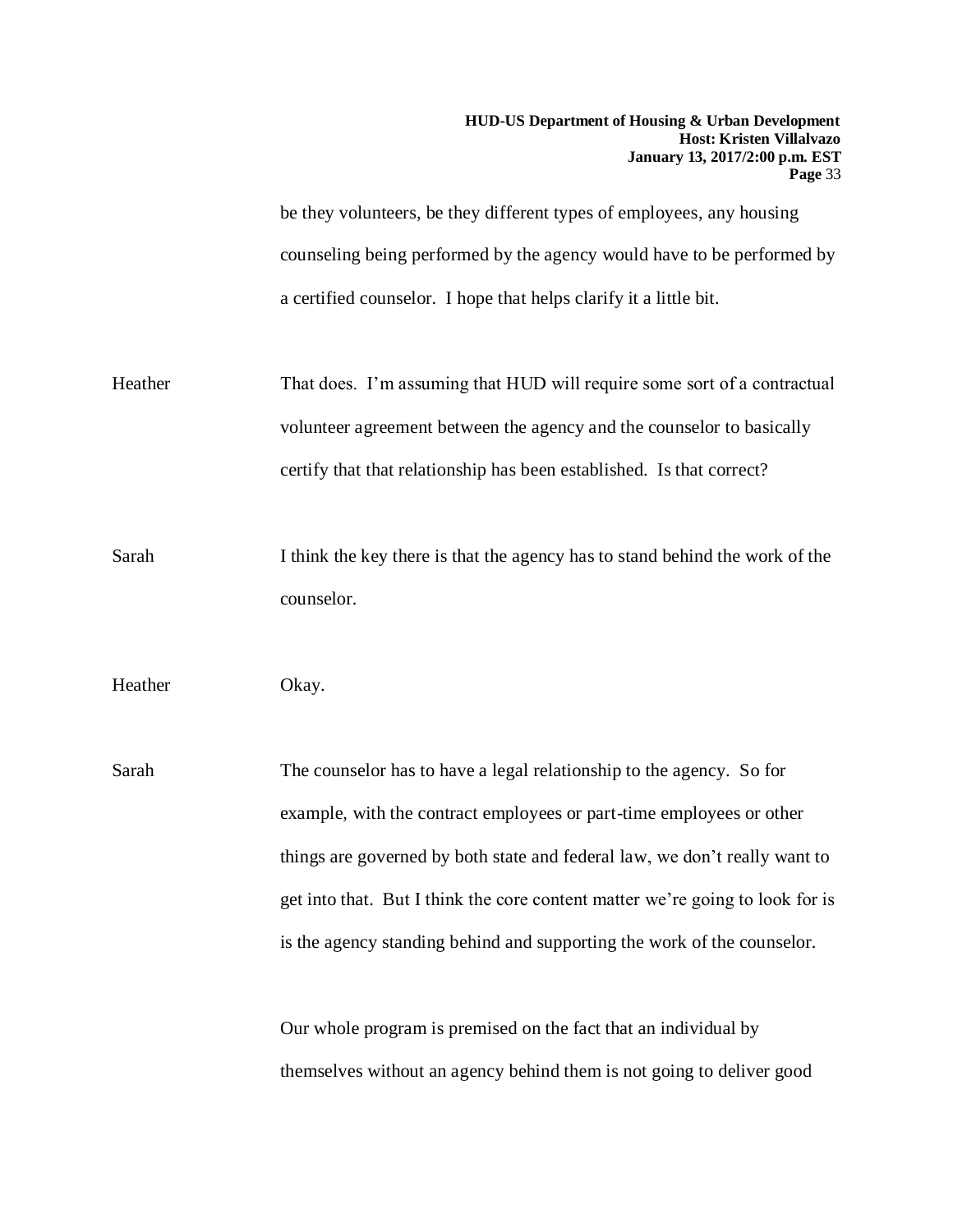be they volunteers, be they different types of employees, any housing counseling being performed by the agency would have to be performed by a certified counselor. I hope that helps clarify it a little bit.

Heather That does. I'm assuming that HUD will require some sort of a contractual volunteer agreement between the agency and the counselor to basically certify that that relationship has been established. Is that correct?

Sarah I think the key there is that the agency has to stand behind the work of the counselor.

Heather Okay.

Sarah The counselor has to have a legal relationship to the agency. So for example, with the contract employees or part-time employees or other things are governed by both state and federal law, we don't really want to get into that. But I think the core content matter we're going to look for is is the agency standing behind and supporting the work of the counselor.

Our whole program is premised on the fact that an individual by themselves without an agency behind them is not going to deliver good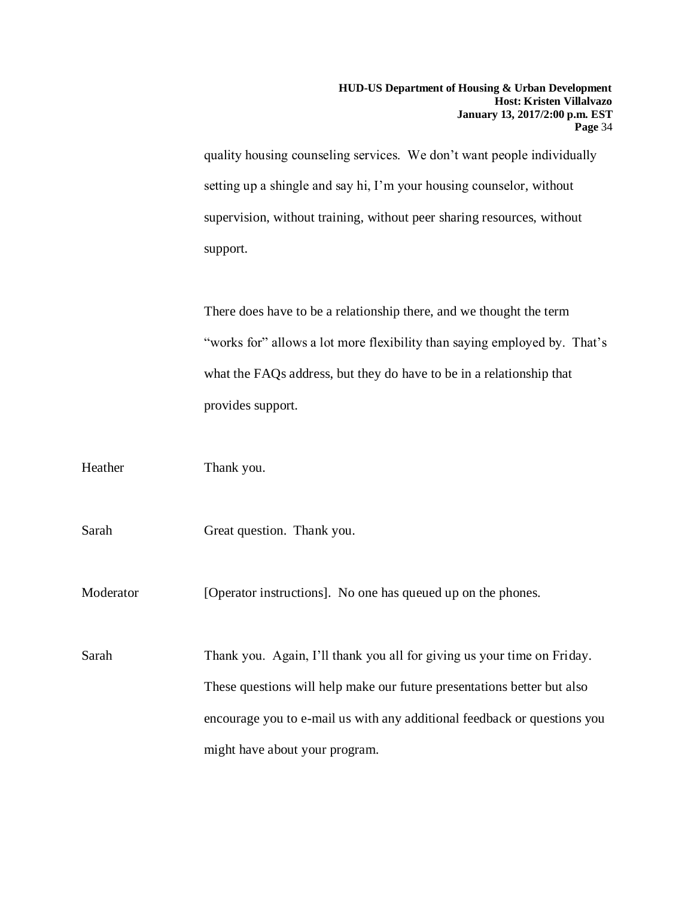quality housing counseling services. We don't want people individually setting up a shingle and say hi, I'm your housing counselor, without supervision, without training, without peer sharing resources, without support.

There does have to be a relationship there, and we thought the term "works for" allows a lot more flexibility than saying employed by. That's what the FAQs address, but they do have to be in a relationship that provides support.

Heather Thank you.

Sarah Great question. Thank you.

Moderator [Operator instructions]. No one has queued up on the phones.

Sarah Thank you. Again, I'll thank you all for giving us your time on Friday. These questions will help make our future presentations better but also encourage you to e-mail us with any additional feedback or questions you might have about your program.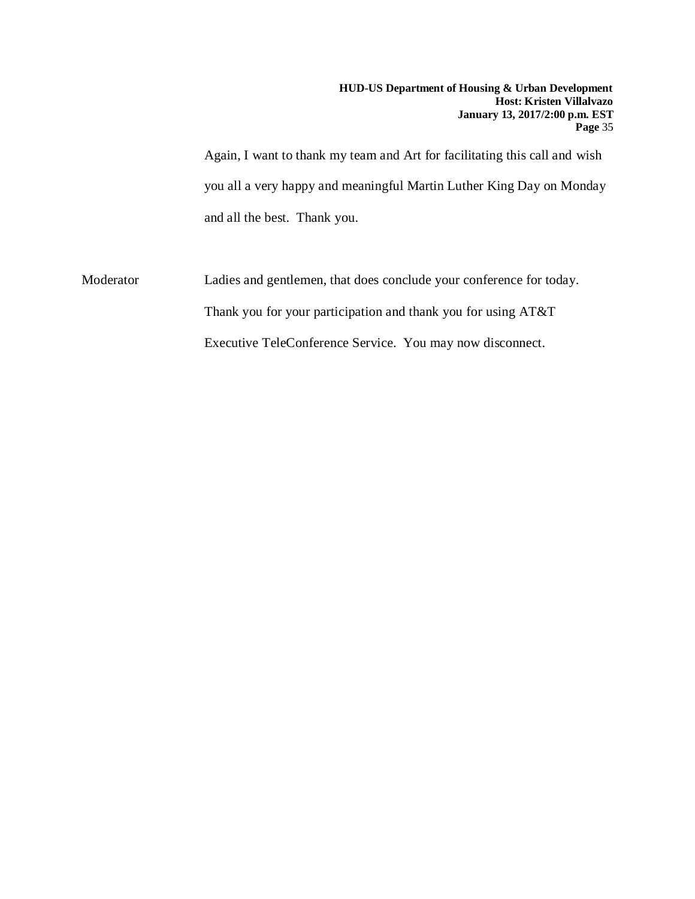Again, I want to thank my team and Art for facilitating this call and wish you all a very happy and meaningful Martin Luther King Day on Monday and all the best. Thank you.

Moderator Ladies and gentlemen, that does conclude your conference for today. Thank you for your participation and thank you for using AT&T Executive TeleConference Service. You may now disconnect.